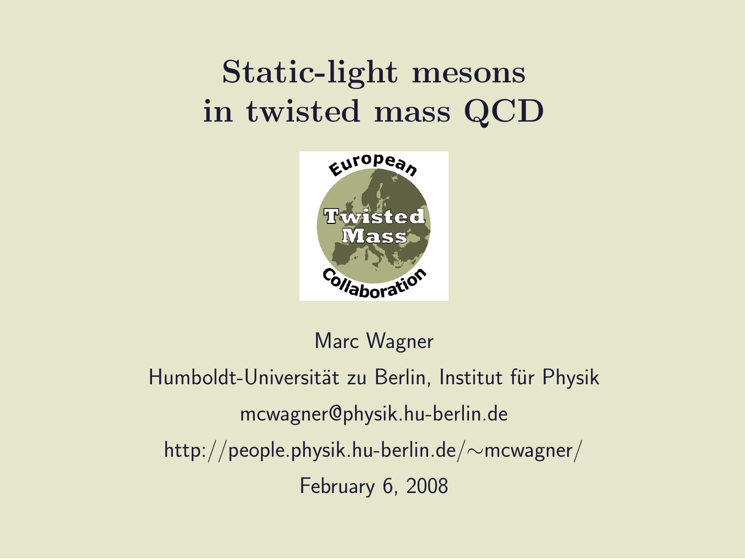# Static-light mesons in twisted mass QCD

Marc Wagner

Humboldt-Universität zu Berlin, Institut für Physik

mcwagner@physik.hu-berlin.de

http://people.physik.hu-berlin.de/∼mcwagner/

February 6, 2008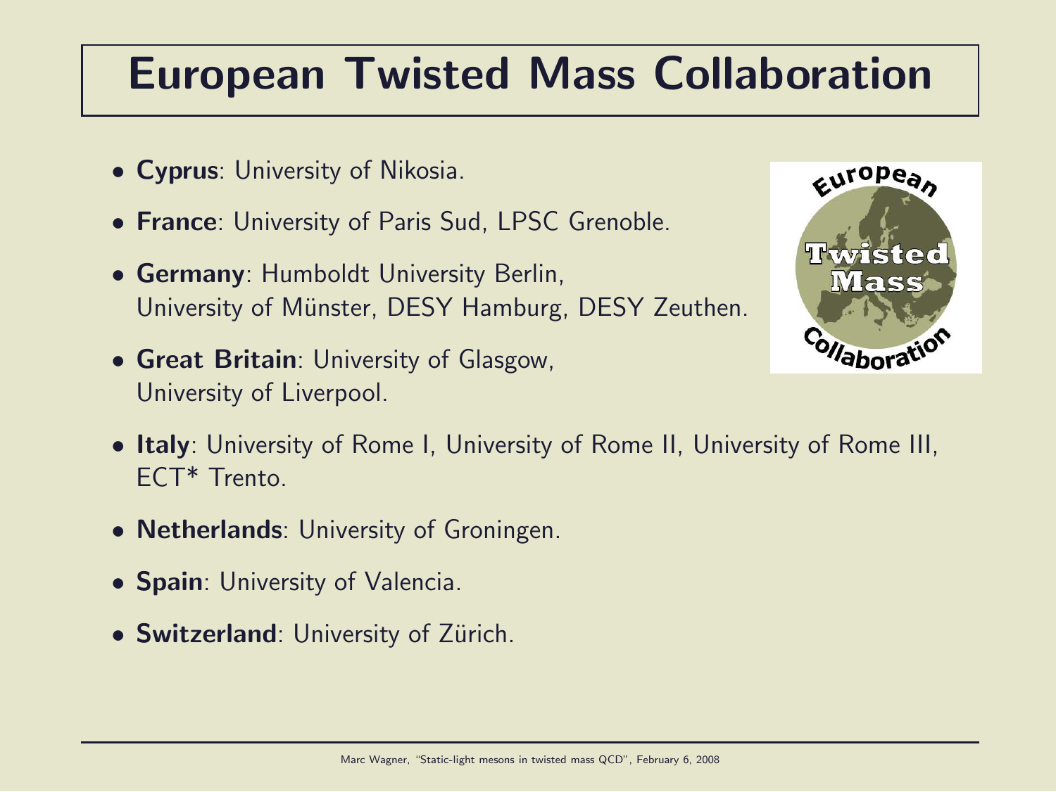# European Twisted Mass Collaboration

- **Cyprus**: University of Nikosia.
- **France**: University of Paris Sud, LPSC Grenoble.
- **Germany**: Humboldt University Berlin, University of Münster, DESY Hamburg, DESY Zeuthen.
- **Great Britain**: University of Glasgow, University of Liverpool.
- **Italy**: University of Rome I, University of Rome II, University of Rome III, ECT* Trento.
- **Netherlands**: University of Groningen.
- **Spain**: University of Valencia.
- **Switzerland**: University of Zürich.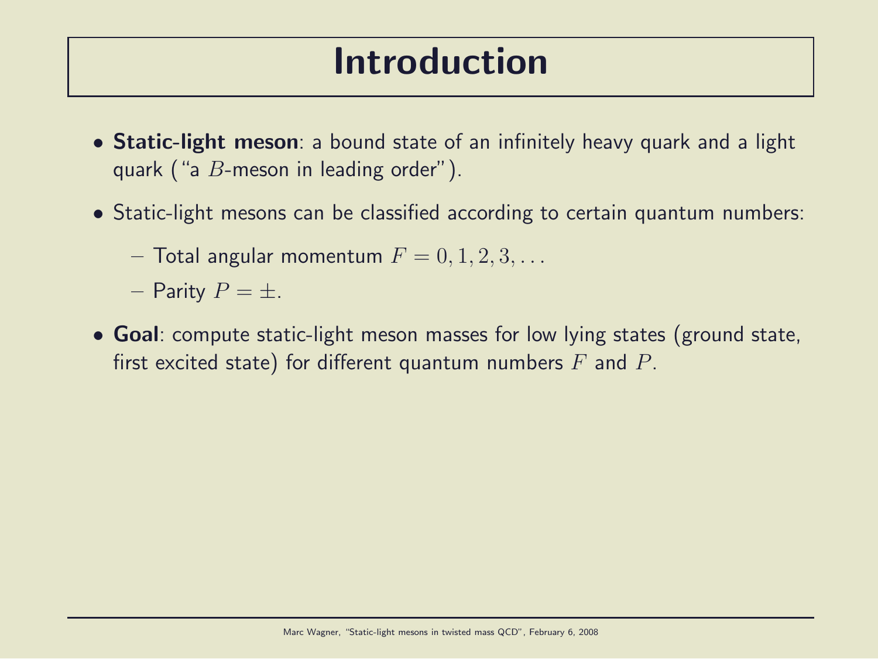# Introduction

- **Static-light meson**: a bound state of an infinitely heavy quark and a light quark ("a $B$-meson in leading order").
- Static-light mesons can be classified according to certain quantum numbers:
  - Total angular momentum $F = 0, 1, 2, 3, \ldots$
  - Parity $P = \pm$.
- **Goal**: compute static-light meson masses for low lying states (ground state, first excited state) for different quantum numbers $F$ and $P$.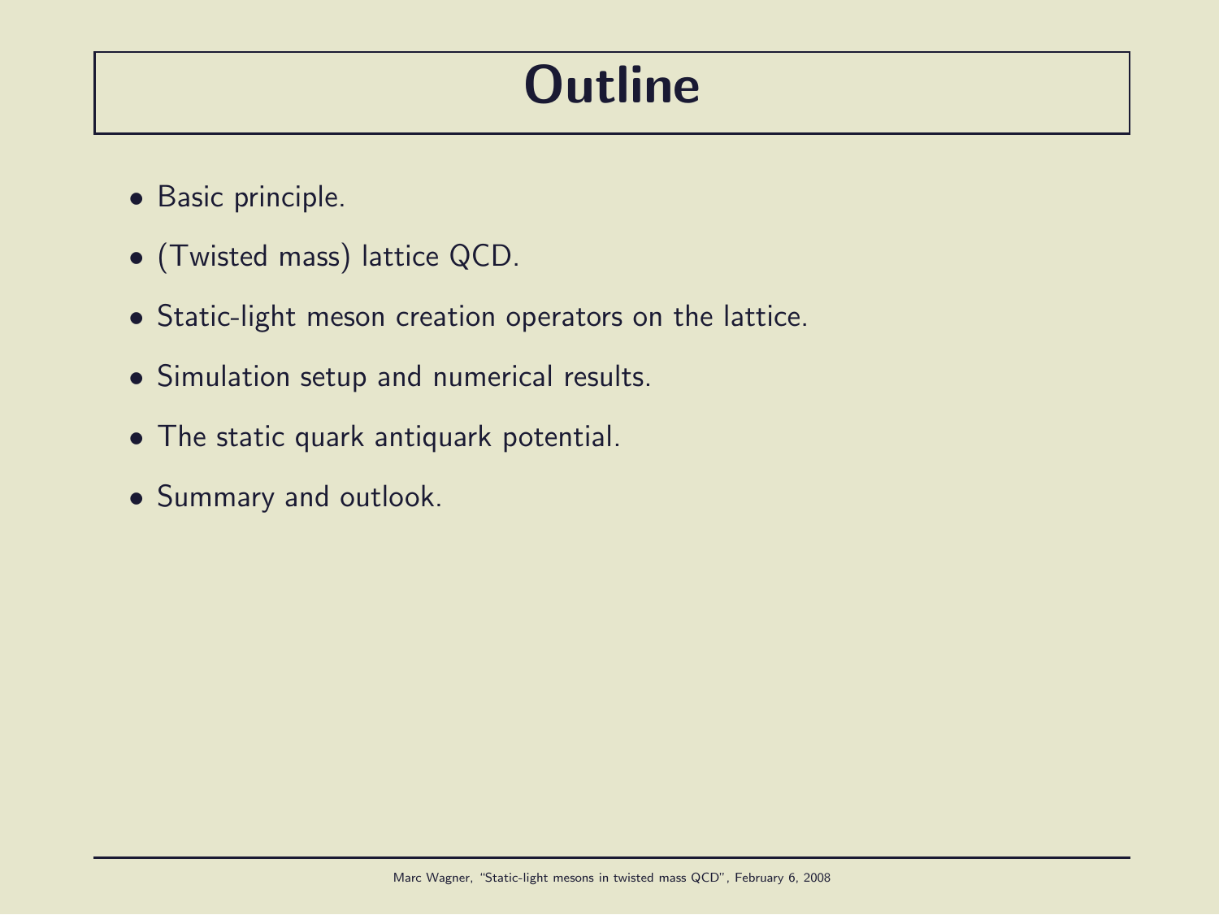# Outline

- Basic principle.
- (Twisted mass) lattice QCD.
- Static-light meson creation operators on the lattice.
- Simulation setup and numerical results.
- The static quark antiquark potential.
- Summary and outlook.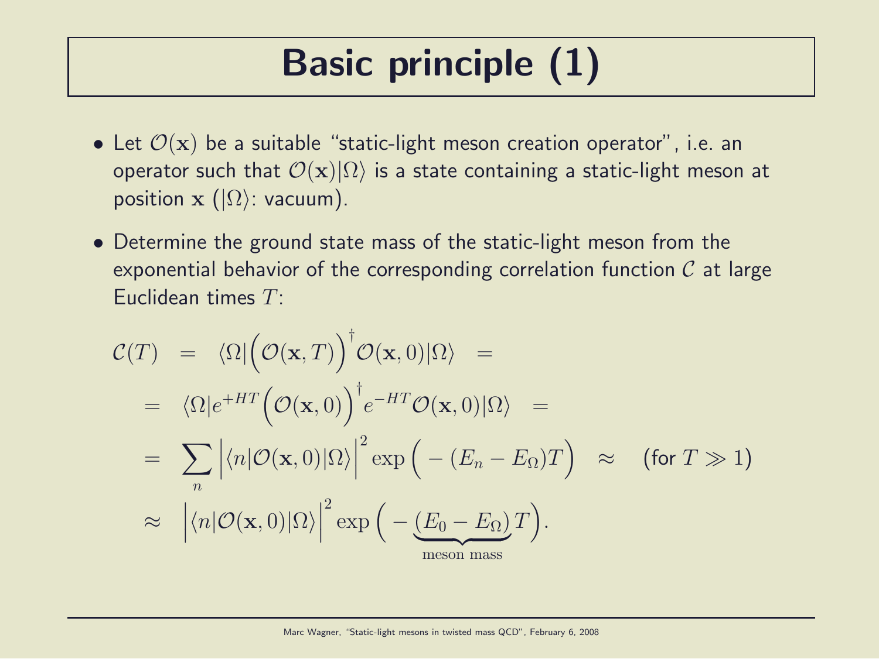# Basic principle (1)

- Let $\mathcal{O}(\mathbf{x})$ be a suitable "static-light meson creation operator", i.e. an operator such that $\mathcal{O}(\mathbf{x})|\Omega\rangle$ is a state containing a static-light meson at position $\mathbf{x}$ ($|\Omega\rangle$: vacuum).
- Determine the ground state mass of the static-light meson from the exponential behavior of the corresponding correlation function $\mathcal{C}$ at large Euclidean times $T$:

$$
\begin{aligned}
\mathcal{C}(T) \quad &= \quad \langle\Omega|\Big(\mathcal{O}(\mathbf{x},T)\Big)^\dagger \mathcal{O}(\mathbf{x},0)|\Omega\rangle \quad = \\
&= \quad \langle\Omega|e^{+HT}\Big(\mathcal{O}(\mathbf{x},0)\Big)^\dagger e^{-HT}\mathcal{O}(\mathbf{x},0)|\Omega\rangle \quad = \\
&= \quad \sum_n \Big|\langle n|\mathcal{O}(\mathbf{x},0)|\Omega\rangle\Big|^2 \exp\Big(-(E_n - E_\Omega)T\Big) \quad \approx \quad (\text{for } T \gg 1) \\
&\approx \quad \Big|\langle n|\mathcal{O}(\mathbf{x},0)|\Omega\rangle\Big|^2 \exp\Big(-\underbrace{(E_0 - E_\Omega)}_{\text{meson mass}}T\Big).
\end{aligned}
$$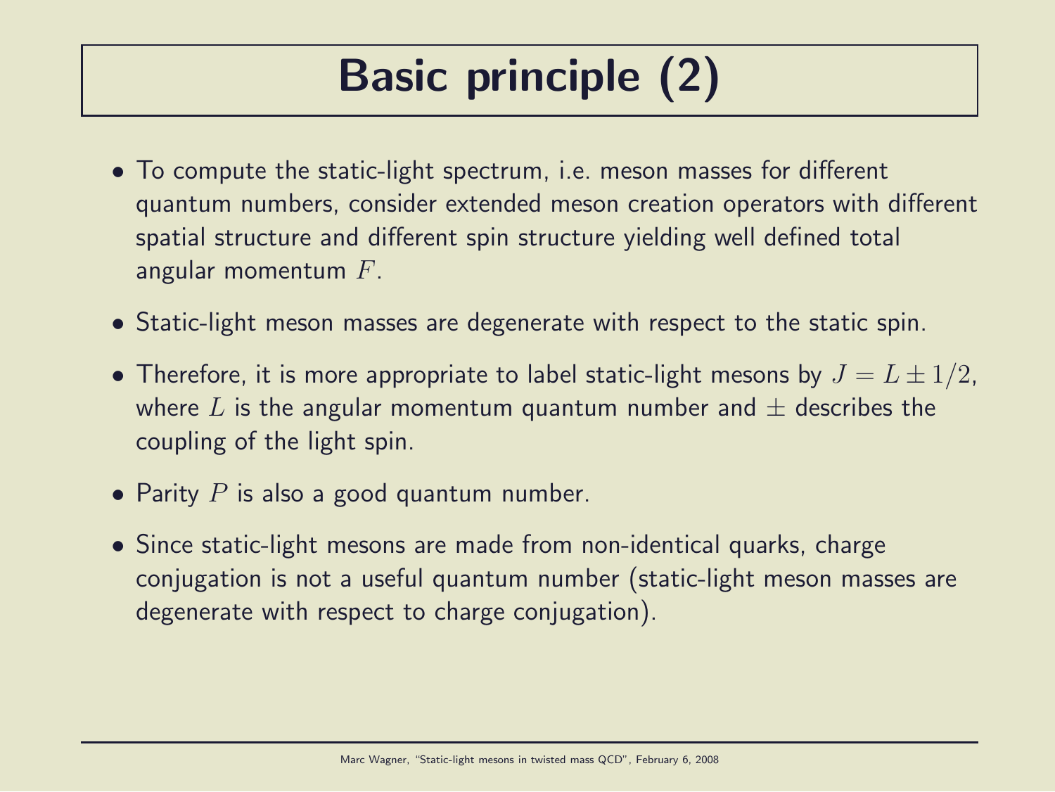# Basic principle (2)

- To compute the static-light spectrum, i.e. meson masses for different quantum numbers, consider extended meson creation operators with different spatial structure and different spin structure yielding well defined total angular momentum $F$.
- Static-light meson masses are degenerate with respect to the static spin.
- Therefore, it is more appropriate to label static-light mesons by $J = L \pm 1/2$, where $L$ is the angular momentum quantum number and $\pm$ describes the coupling of the light spin.
- Parity $P$ is also a good quantum number.
- Since static-light mesons are made from non-identical quarks, charge conjugation is not a useful quantum number (static-light meson masses are degenerate with respect to charge conjugation).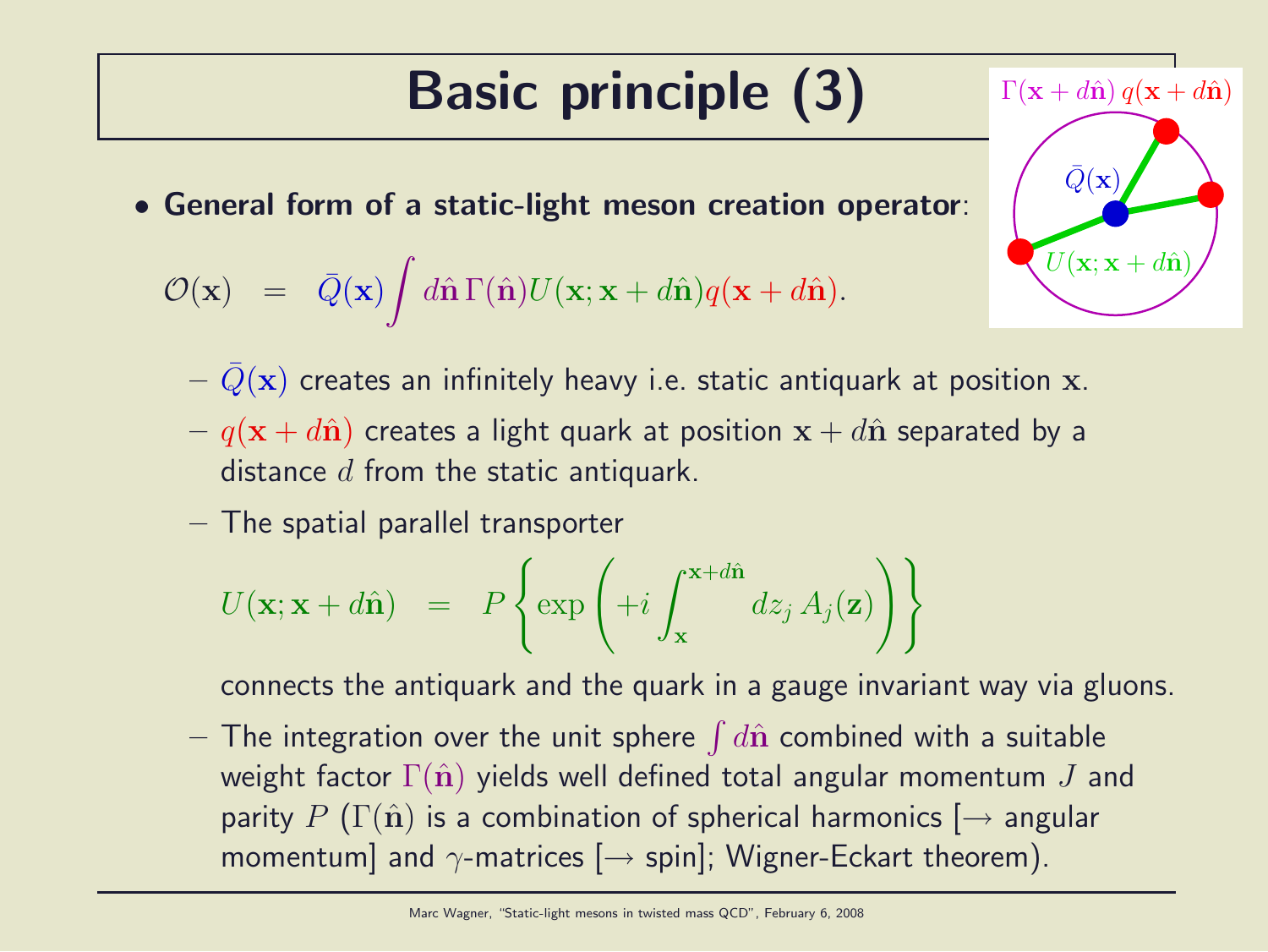# Basic principle (3)

- **General form of a static-light meson creation operator**:

$$\mathcal{O}(\mathbf{x}) \;\; = \;\; \bar{Q}(\mathbf{x}) \int d\hat{\mathbf{n}} \, \Gamma(\hat{\mathbf{n}}) U(\mathbf{x}; \mathbf{x} + d\hat{\mathbf{n}}) q(\mathbf{x} + d\hat{\mathbf{n}}).$$

  - $\bar{Q}(\mathbf{x})$ creates an infinitely heavy i.e. static antiquark at position $\mathbf{x}$.
  - $q(\mathbf{x} + d\hat{\mathbf{n}})$ creates a light quark at position $\mathbf{x} + d\hat{\mathbf{n}}$ separated by a distance $d$ from the static antiquark.
  - The spatial parallel transporter

$$U(\mathbf{x}; \mathbf{x} + d\hat{\mathbf{n}}) \;\; = \;\; P\left\{\exp\left(+i \int_{\mathbf{x}}^{\mathbf{x}+d\hat{\mathbf{n}}} dz_j \, A_j(\mathbf{z})\right)\right\}$$

    connects the antiquark and the quark in a gauge invariant way via gluons.
  - The integration over the unit sphere $\int d\hat{\mathbf{n}}$ combined with a suitable weight factor $\Gamma(\hat{\mathbf{n}})$ yields well defined total angular momentum $J$ and parity $P$ ($\Gamma(\hat{\mathbf{n}})$ is a combination of spherical harmonics [$\rightarrow$ angular momentum] and $\gamma$-matrices [$\rightarrow$ spin]; Wigner-Eckart theorem).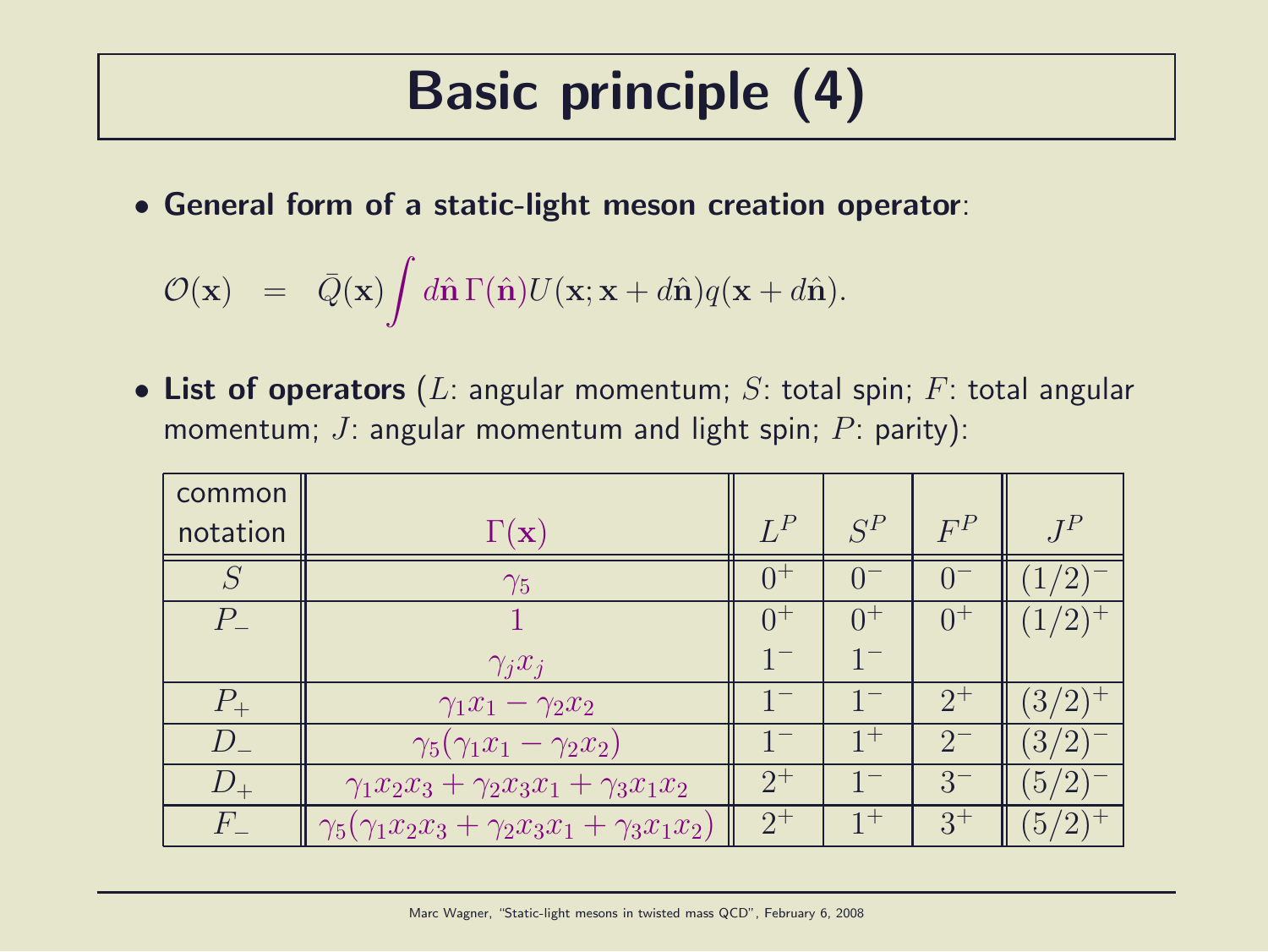# Basic principle (4)

- **General form of a static-light meson creation operator**:

$$\mathcal{O}(\mathbf{x}) \;\; = \;\; \bar{Q}(\mathbf{x}) \int d\hat{\mathbf{n}}\, \Gamma(\hat{\mathbf{n}}) U(\mathbf{x}; \mathbf{x} + d\hat{\mathbf{n}}) q(\mathbf{x} + d\hat{\mathbf{n}}).$$

- **List of operators** ($L$: angular momentum; $S$: total spin; $F$: total angular momentum; $J$: angular momentum and light spin; $P$: parity):

| common notation | $\Gamma(\mathbf{x})$ | $L^P$ | $S^P$ | $F^P$ | $J^P$ |
|---|---|---|---|---|---|
| $S$ | $\gamma_5$ | $0^+$ | $0^-$ | $0^-$ | $(1/2)^-$ |
| $P_-$ | $1$ | $0^+$ | $0^+$ | $0^+$ | $(1/2)^+$ |
| | $\gamma_j x_j$ | $1^-$ | $1^-$ | | |
| $P_+$ | $\gamma_1 x_1 - \gamma_2 x_2$ | $1^-$ | $1^-$ | $2^+$ | $(3/2)^+$ |
| $D_-$ | $\gamma_5(\gamma_1 x_1 - \gamma_2 x_2)$ | $1^-$ | $1^+$ | $2^-$ | $(3/2)^-$ |
| $D_+$ | $\gamma_1 x_2 x_3 + \gamma_2 x_3 x_1 + \gamma_3 x_1 x_2$ | $2^+$ | $1^-$ | $3^-$ | $(5/2)^-$ |
| $F_-$ | $\gamma_5(\gamma_1 x_2 x_3 + \gamma_2 x_3 x_1 + \gamma_3 x_1 x_2)$ | $2^+$ | $1^+$ | $3^+$ | $(5/2)^+$ |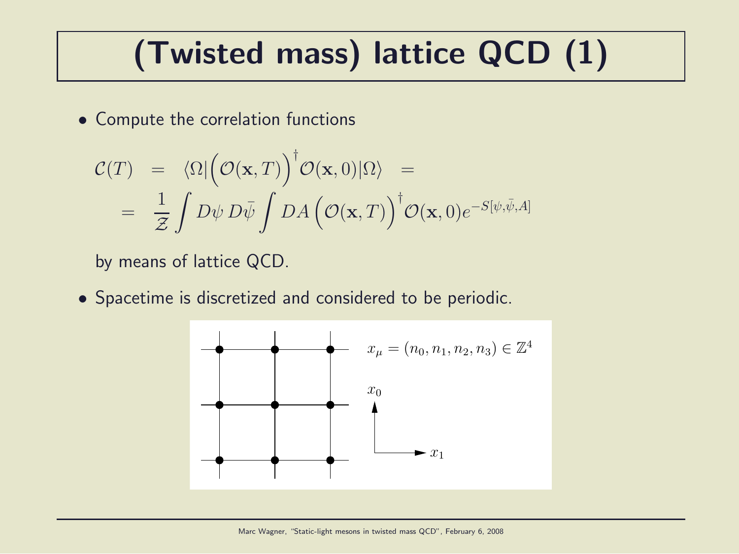# (Twisted mass) lattice QCD (1)

- Compute the correlation functions

$$
\begin{aligned}
\mathcal{C}(T) &= \langle\Omega|\Big(\mathcal{O}(\mathbf{x},T)\Big)^\dagger \mathcal{O}(\mathbf{x},0)|\Omega\rangle = \\
&= \frac{1}{\mathcal{Z}} \int D\psi \, D\bar{\psi} \int DA \, \Big(\mathcal{O}(\mathbf{x},T)\Big)^\dagger \mathcal{O}(\mathbf{x},0) e^{-S[\psi,\bar{\psi},A]}
\end{aligned}
$$

  by means of lattice QCD.

- Spacetime is discretized and considered to be periodic.

$x_\mu = (n_0, n_1, n_2, n_3) \in \mathbb{Z}^4$

$x_0$

$x_1$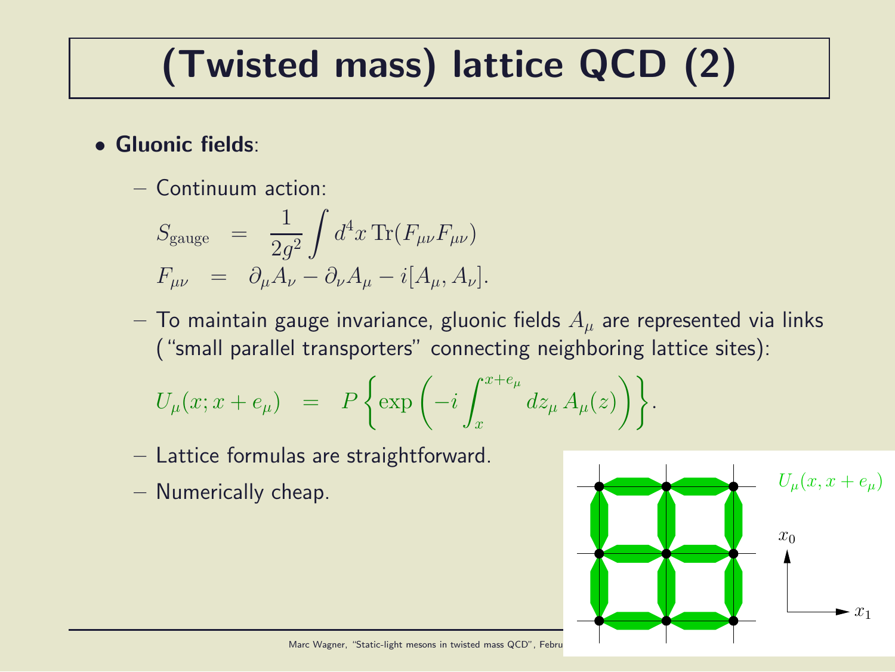# (Twisted mass) lattice QCD (2)

- **Gluonic fields**:
  - Continuum action:

$$
\begin{aligned}
S_{\mathrm{gauge}} &= \frac{1}{2g^2} \int d^4x \, \mathrm{Tr}(F_{\mu\nu} F_{\mu\nu}) \\
F_{\mu\nu} &= \partial_\mu A_\nu - \partial_\nu A_\mu - i[A_\mu, A_\nu].
\end{aligned}
$$

  - To maintain gauge invariance, gluonic fields $A_\mu$ are represented via links ("small parallel transporters" connecting neighboring lattice sites):

$$
U_\mu(x; x + e_\mu) = P \left\{ \exp\left( -i \int_x^{x+e_\mu} dz_\mu \, A_\mu(z) \right) \right\}.
$$

  - Lattice formulas are straightforward.
  - Numerically cheap.

$U_\mu(x, x + e_\mu)$

$x_0$

$x_1$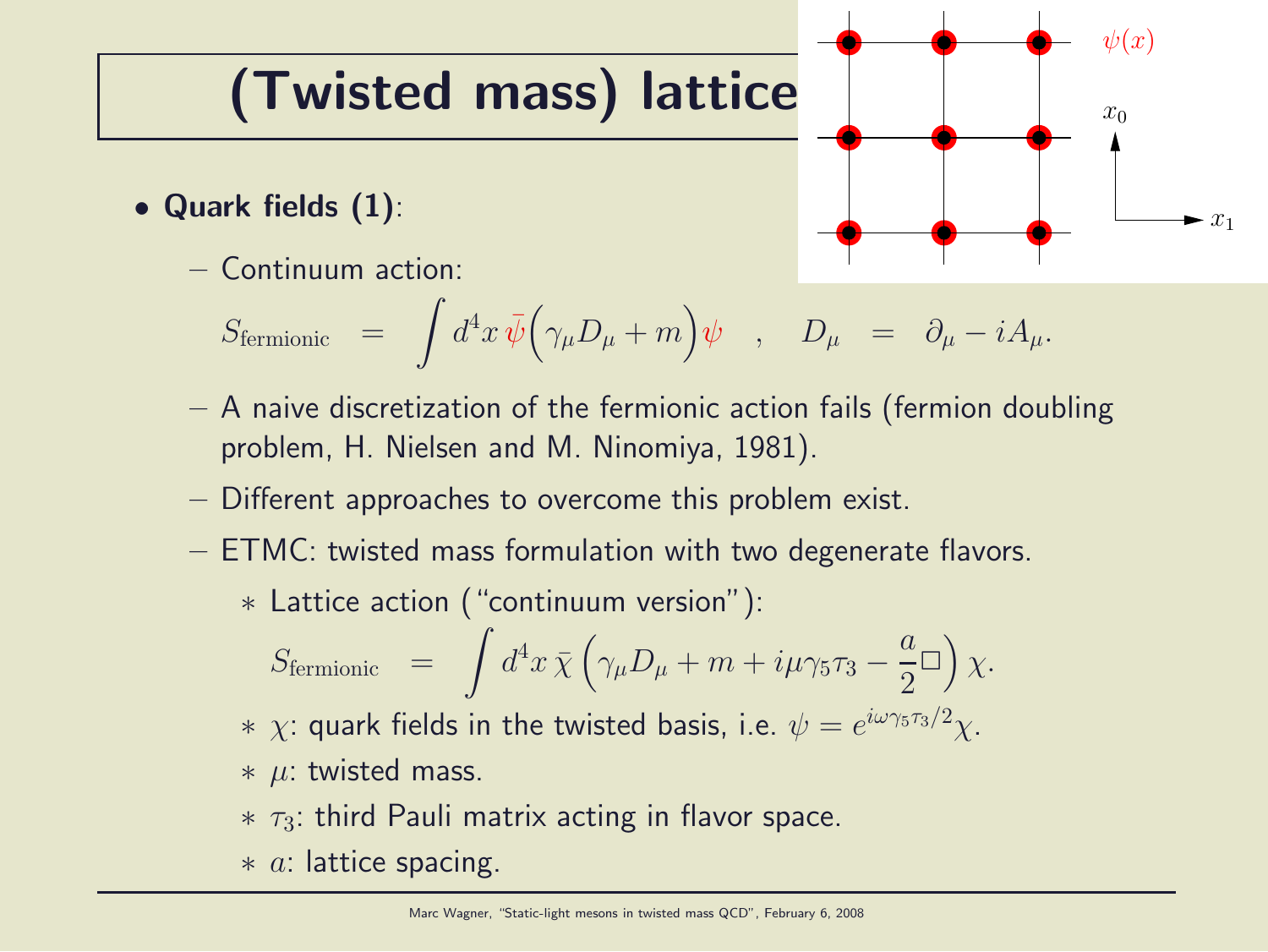# (Twisted mass) lattice

- **Quark fields (1)**:
  - Continuum action:

$$S_{\text{fermionic}} = \int d^4x \, \bar{\psi}\Big(\gamma_\mu D_\mu + m\Big)\psi \quad , \quad D_\mu = \partial_\mu - iA_\mu.$$

  - A naive discretization of the fermionic action fails (fermion doubling problem, H. Nielsen and M. Ninomiya, 1981).
  - Different approaches to overcome this problem exist.
  - ETMC: twisted mass formulation with two degenerate flavors.
    - Lattice action ("continuum version"):

$$S_{\text{fermionic}} = \int d^4x \, \bar{\chi}\left(\gamma_\mu D_\mu + m + i\mu\gamma_5\tau_3 - \frac{a}{2}\Box\right)\chi.$$

    - $\chi$: quark fields in the twisted basis, i.e. $\psi = e^{i\omega\gamma_5\tau_3/2}\chi$.
    - $\mu$: twisted mass.
    - $\tau_3$: third Pauli matrix acting in flavor space.
    - $a$: lattice spacing.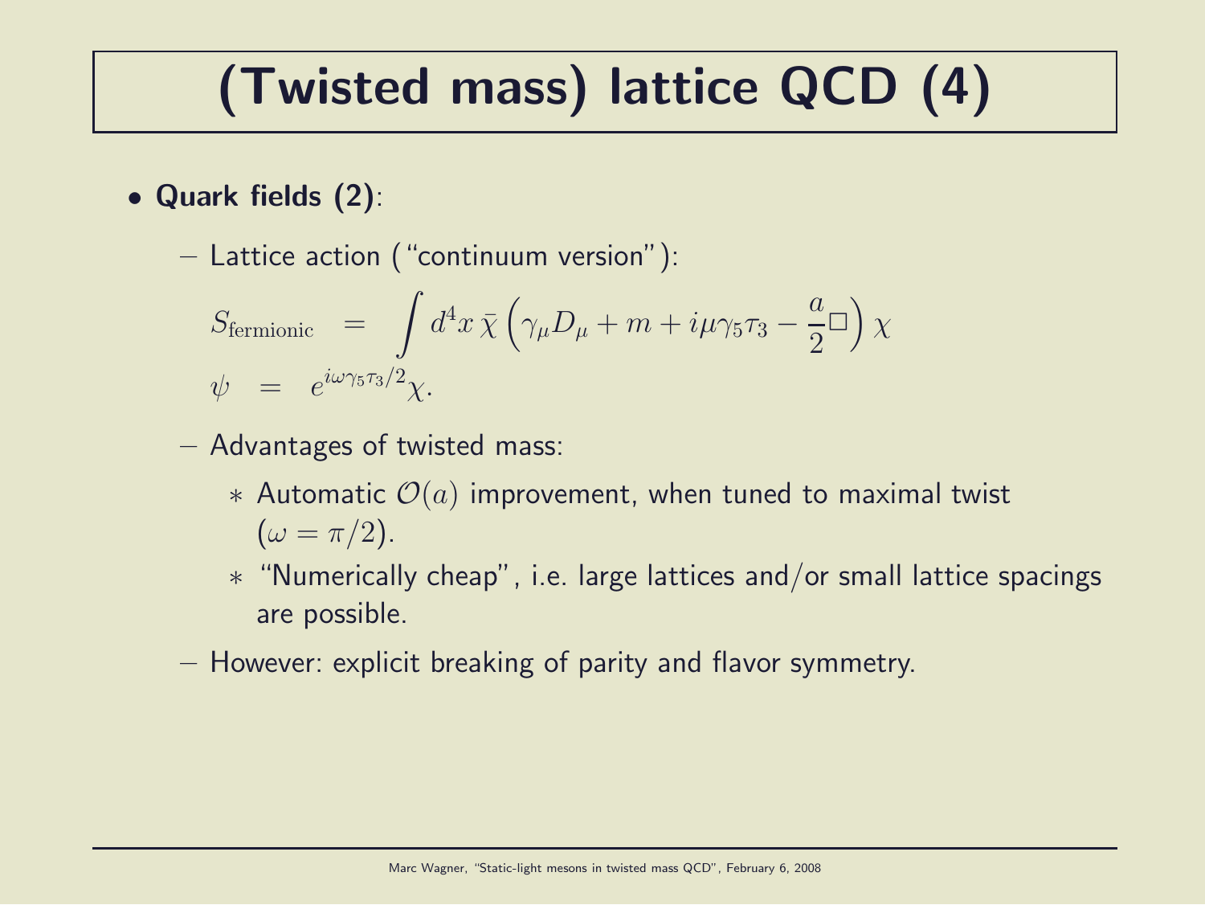# (Twisted mass) lattice QCD (4)

- **Quark fields (2)**:
  - Lattice action ("continuum version"):

$$S_{\text{fermionic}} = \int d^4x \, \bar{\chi} \left( \gamma_\mu D_\mu + m + i\mu\gamma_5\tau_3 - \frac{a}{2}\Box \right) \chi$$

$$\psi = e^{i\omega\gamma_5\tau_3/2}\chi.$$

  - Advantages of twisted mass:
    * Automatic $\mathcal{O}(a)$ improvement, when tuned to maximal twist ($\omega = \pi/2$).
    * "Numerically cheap", i.e. large lattices and/or small lattice spacings are possible.
  - However: explicit breaking of parity and flavor symmetry.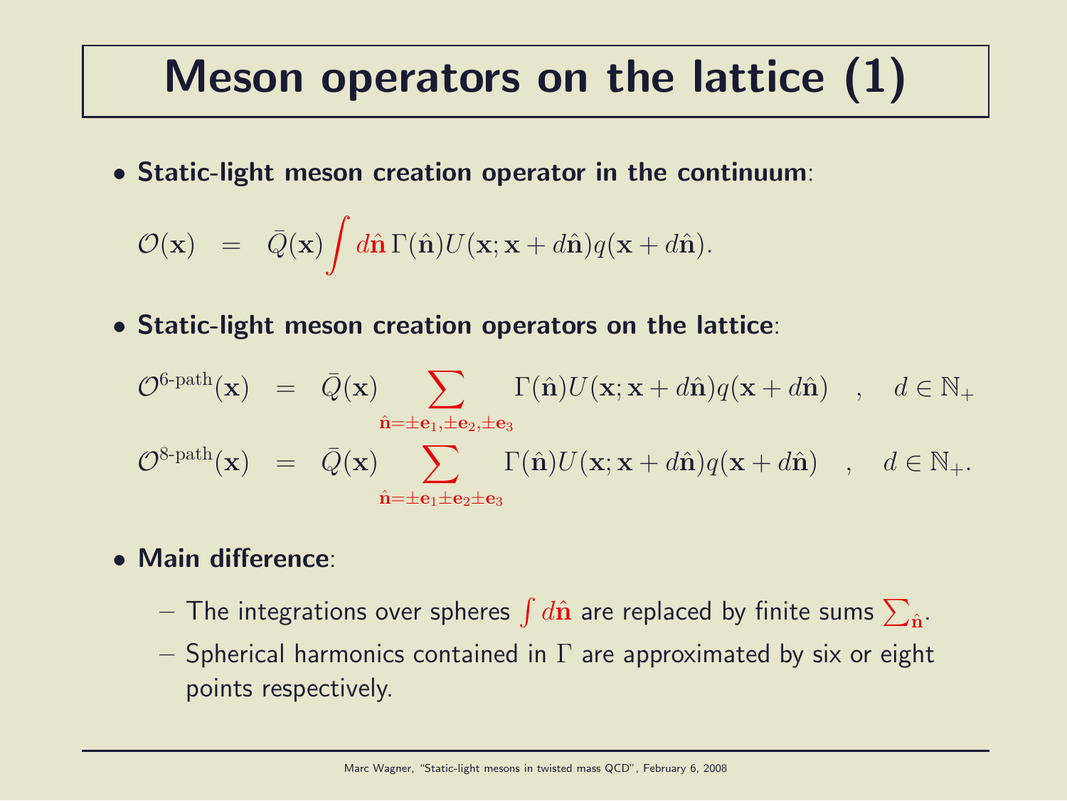# Meson operators on the lattice (1)

- **Static-light meson creation operator in the continuum**:

$$\mathcal{O}(\mathbf{x}) \;\; = \;\; \bar{Q}(\mathbf{x}) \int d\hat{\mathbf{n}} \, \Gamma(\hat{\mathbf{n}}) U(\mathbf{x}; \mathbf{x} + d\hat{\mathbf{n}}) q(\mathbf{x} + d\hat{\mathbf{n}}).$$

- **Static-light meson creation operators on the lattice**:

$$\mathcal{O}^{\text{6-path}}(\mathbf{x}) \;\; = \;\; \bar{Q}(\mathbf{x}) \sum_{\hat{\mathbf{n}} = \pm \mathbf{e}_1, \pm \mathbf{e}_2, \pm \mathbf{e}_3} \Gamma(\hat{\mathbf{n}}) U(\mathbf{x}; \mathbf{x} + d\hat{\mathbf{n}}) q(\mathbf{x} + d\hat{\mathbf{n}}) \quad , \quad d \in \mathbb{N}_+$$

$$\mathcal{O}^{\text{8-path}}(\mathbf{x}) \;\; = \;\; \bar{Q}(\mathbf{x}) \sum_{\hat{\mathbf{n}} = \pm \mathbf{e}_1 \pm \mathbf{e}_2 \pm \mathbf{e}_3} \Gamma(\hat{\mathbf{n}}) U(\mathbf{x}; \mathbf{x} + d\hat{\mathbf{n}}) q(\mathbf{x} + d\hat{\mathbf{n}}) \quad , \quad d \in \mathbb{N}_+.$$

- **Main difference**:
  - The integrations over spheres $\int d\hat{\mathbf{n}}$ are replaced by finite sums $\sum_{\hat{\mathbf{n}}}$.
  - Spherical harmonics contained in $\Gamma$ are approximated by six or eight points respectively.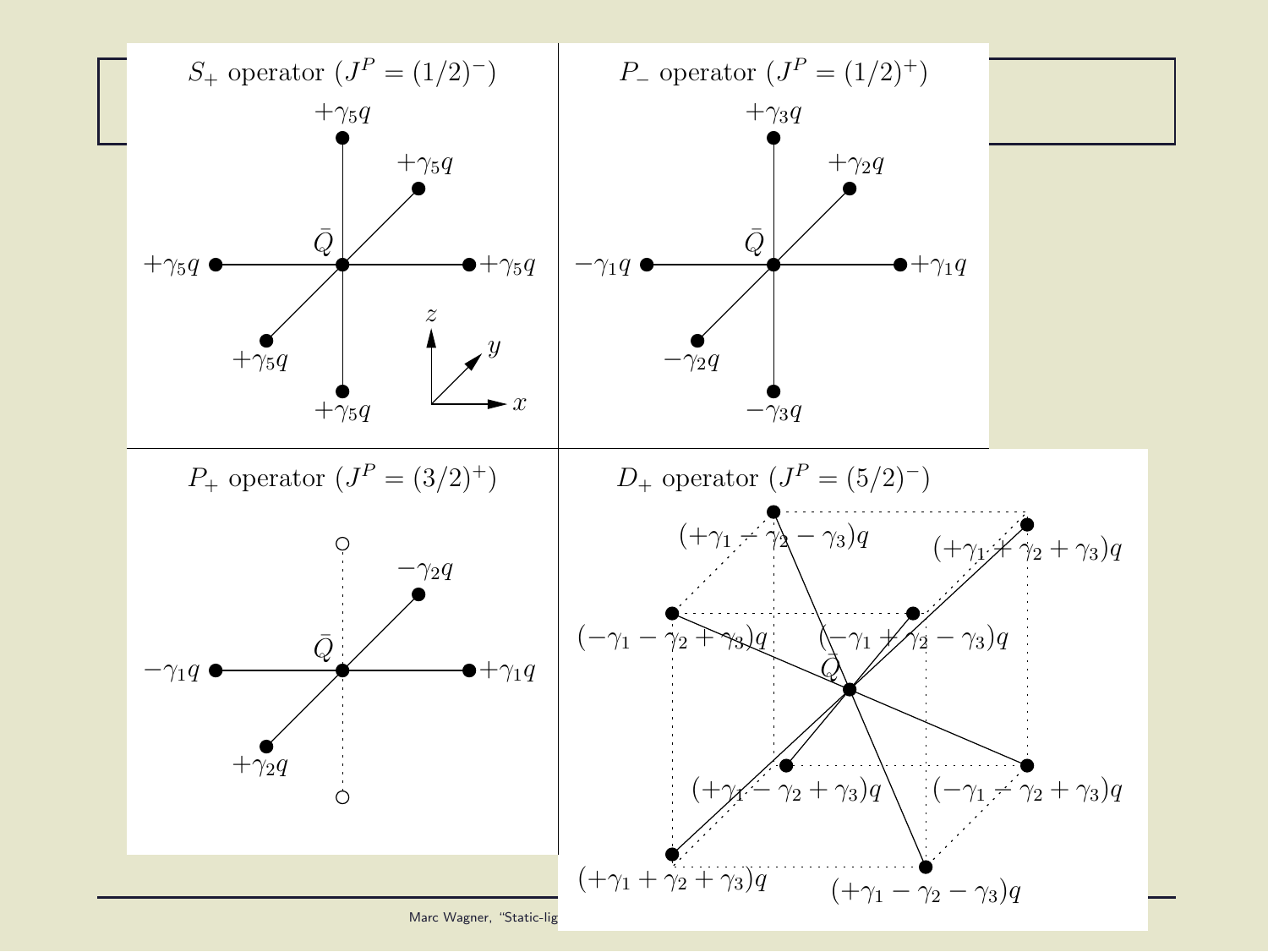$S_+$ operator ($J^P = (1/2)^-$)

$+\gamma_5 q$

$+\gamma_5 q$

$\bar{Q}$

$+\gamma_5 q$ $+\gamma_5 q$

$+\gamma_5 q$

$+\gamma_5 q$

$z$ $y$ $x$

$P_-$ operator ($J^P = (1/2)^+$)

$+\gamma_3 q$

$+\gamma_2 q$

$\bar{Q}$

$-\gamma_1 q$ $+\gamma_1 q$

$-\gamma_2 q$

$-\gamma_3 q$

$P_+$ operator ($J^P = (3/2)^+$)

$-\gamma_2 q$

$\bar{Q}$

$-\gamma_1 q$ $+\gamma_1 q$

$+\gamma_2 q$

$D_+$ operator ($J^P = (5/2)^-$)

$(+\gamma_1 - \gamma_2 - \gamma_3)q$

$(+\gamma_1 + \gamma_2 + \gamma_3)q$

$(-\gamma_1 - \gamma_2 + \gamma_3)q$

$(-\gamma_1 + \gamma_2 - \gamma_3)q$

$\bar{Q}$

$(+\gamma_1 - \gamma_2 + \gamma_3)q$

$(-\gamma_1 - \gamma_2 + \gamma_3)q$

$(+\gamma_1 + \gamma_2 + \gamma_3)q$

$(+\gamma_1 - \gamma_2 - \gamma_3)q$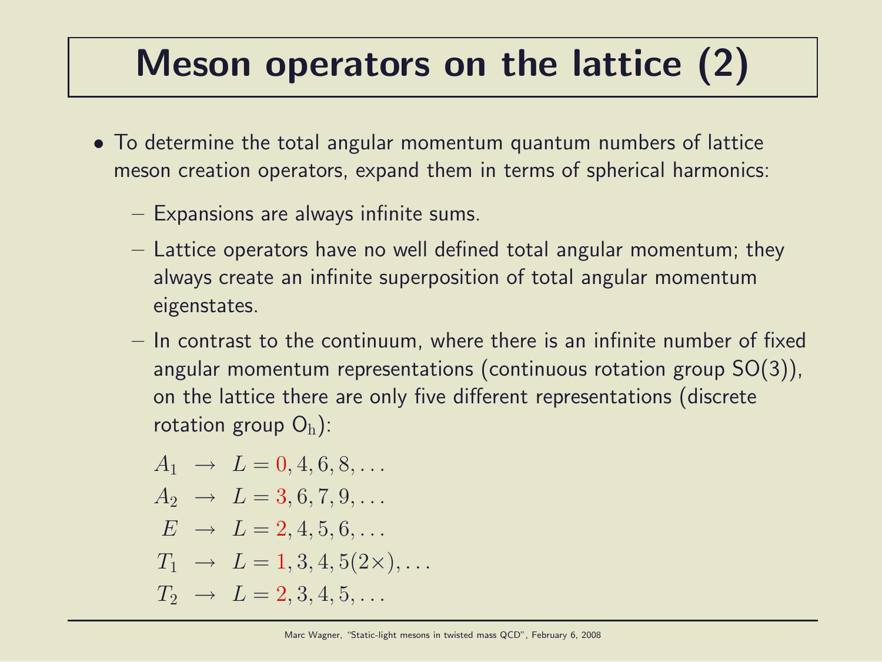# Meson operators on the lattice (2)

- To determine the total angular momentum quantum numbers of lattice meson creation operators, expand them in terms of spherical harmonics:
  - Expansions are always infinite sums.
  - Lattice operators have no well defined total angular momentum; they always create an infinite superposition of total angular momentum eigenstates.
  - In contrast to the continuum, where there is an infinite number of fixed angular momentum representations (continuous rotation group SO(3)), on the lattice there are only five different representations (discrete rotation group $O_h$):

$$
\begin{aligned}
A_1 &\rightarrow L = 0, 4, 6, 8, \ldots \\
A_2 &\rightarrow L = 3, 6, 7, 9, \ldots \\
E &\rightarrow L = 2, 4, 5, 6, \ldots \\
T_1 &\rightarrow L = 1, 3, 4, 5(2\times), \ldots \\
T_2 &\rightarrow L = 2, 3, 4, 5, \ldots
\end{aligned}
$$

Marc Wagner, "Static-light mesons in twisted mass QCD", February 6, 2008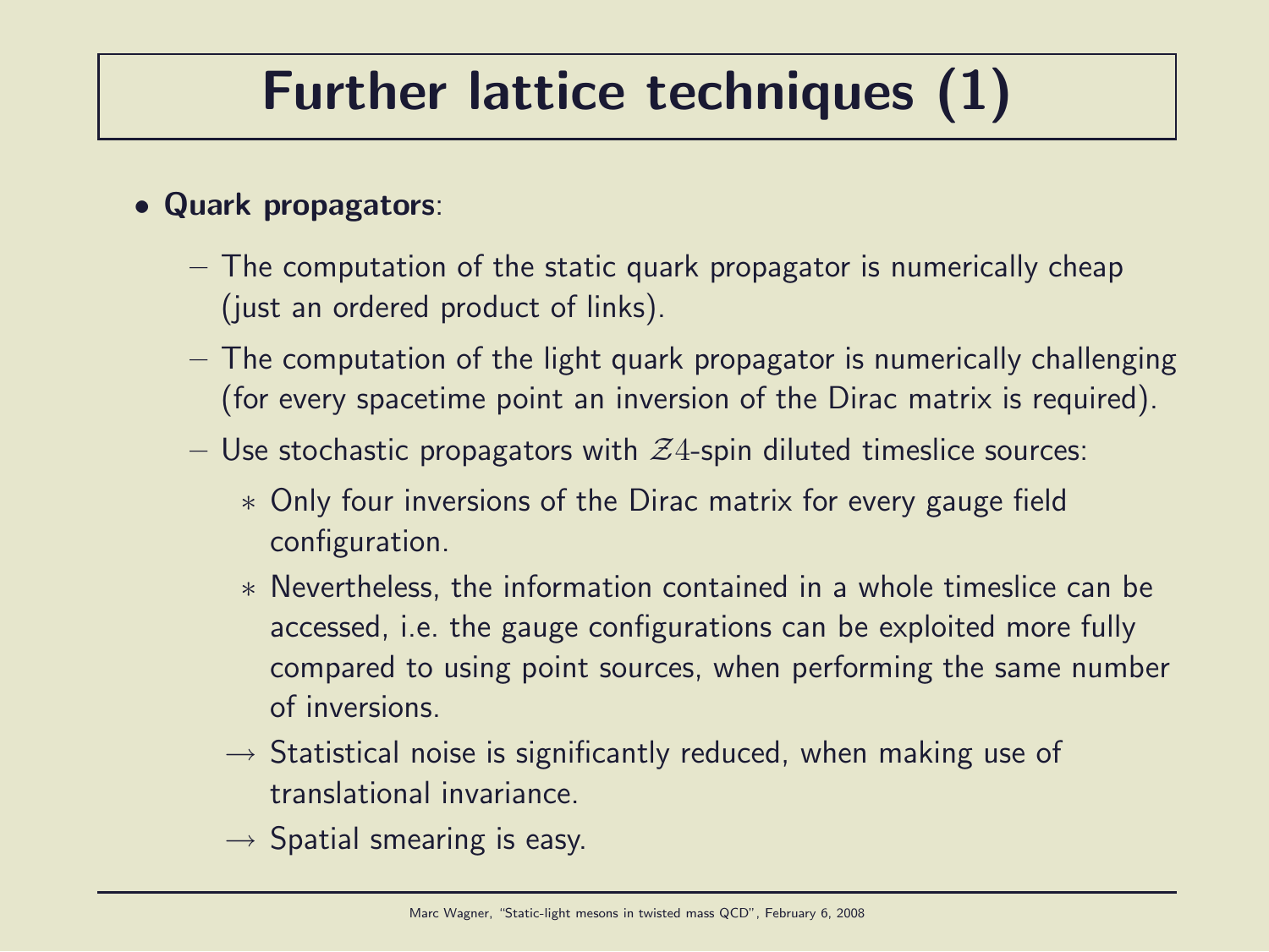# Further lattice techniques (1)

- **Quark propagators**:
  - The computation of the static quark propagator is numerically cheap (just an ordered product of links).
  - The computation of the light quark propagator is numerically challenging (for every spacetime point an inversion of the Dirac matrix is required).
  - Use stochastic propagators with $\mathcal{Z}4$-spin diluted timeslice sources:
    - Only four inversions of the Dirac matrix for every gauge field configuration.
    - Nevertheless, the information contained in a whole timeslice can be accessed, i.e. the gauge configurations can be exploited more fully compared to using point sources, when performing the same number of inversions.
  - $\rightarrow$ Statistical noise is significantly reduced, when making use of translational invariance.
  - $\rightarrow$ Spatial smearing is easy.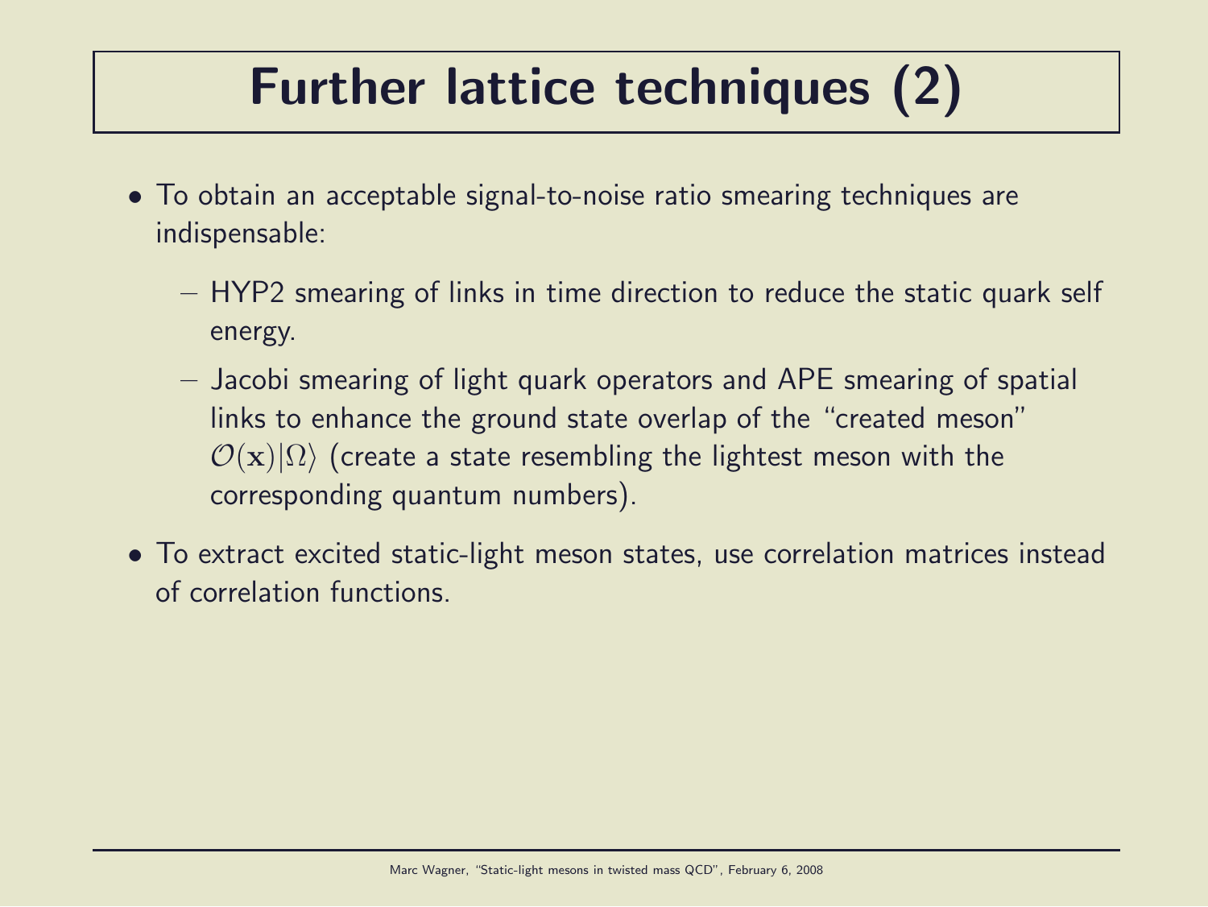# Further lattice techniques (2)

- To obtain an acceptable signal-to-noise ratio smearing techniques are indispensable:
  - HYP2 smearing of links in time direction to reduce the static quark self energy.
  - Jacobi smearing of light quark operators and APE smearing of spatial links to enhance the ground state overlap of the "created meson" $\mathcal{O}(\mathbf{x})|\Omega\rangle$ (create a state resembling the lightest meson with the corresponding quantum numbers).
- To extract excited static-light meson states, use correlation matrices instead of correlation functions.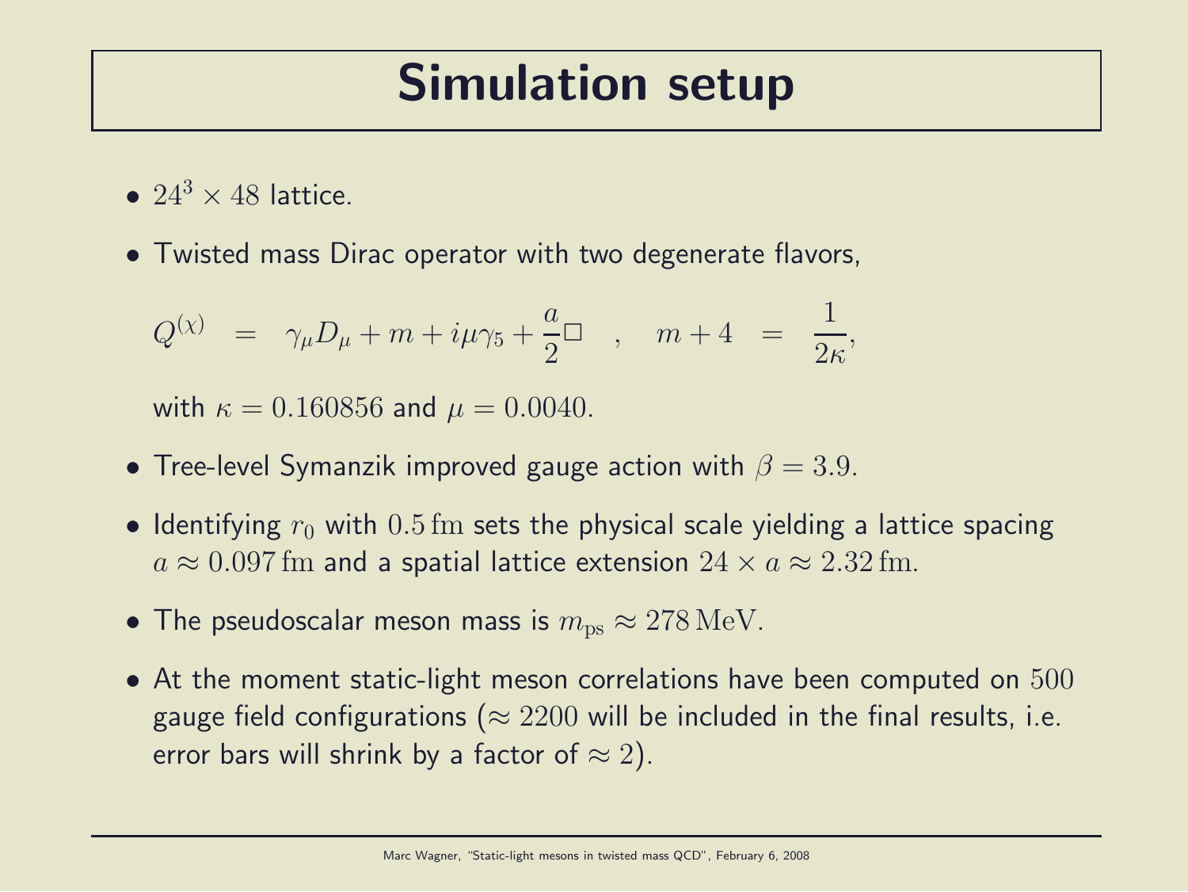# Simulation setup

- $24^3 \times 48$ lattice.
- Twisted mass Dirac operator with two degenerate flavors,

$$Q^{(\chi)} \;\; = \;\; \gamma_\mu D_\mu + m + i\mu\gamma_5 + \frac{a}{2}\Box \quad , \quad m + 4 \;\; = \;\; \frac{1}{2\kappa},$$

  with $\kappa = 0.160856$ and $\mu = 0.0040$.

- Tree-level Symanzik improved gauge action with $\beta = 3.9$.
- Identifying $r_0$ with $0.5\,\mathrm{fm}$ sets the physical scale yielding a lattice spacing $a \approx 0.097\,\mathrm{fm}$ and a spatial lattice extension $24 \times a \approx 2.32\,\mathrm{fm}$.
- The pseudoscalar meson mass is $m_{\mathrm{ps}} \approx 278\,\mathrm{MeV}$.
- At the moment static-light meson correlations have been computed on $500$ gauge field configurations ($\approx 2200$ will be included in the final results, i.e. error bars will shrink by a factor of $\approx 2$).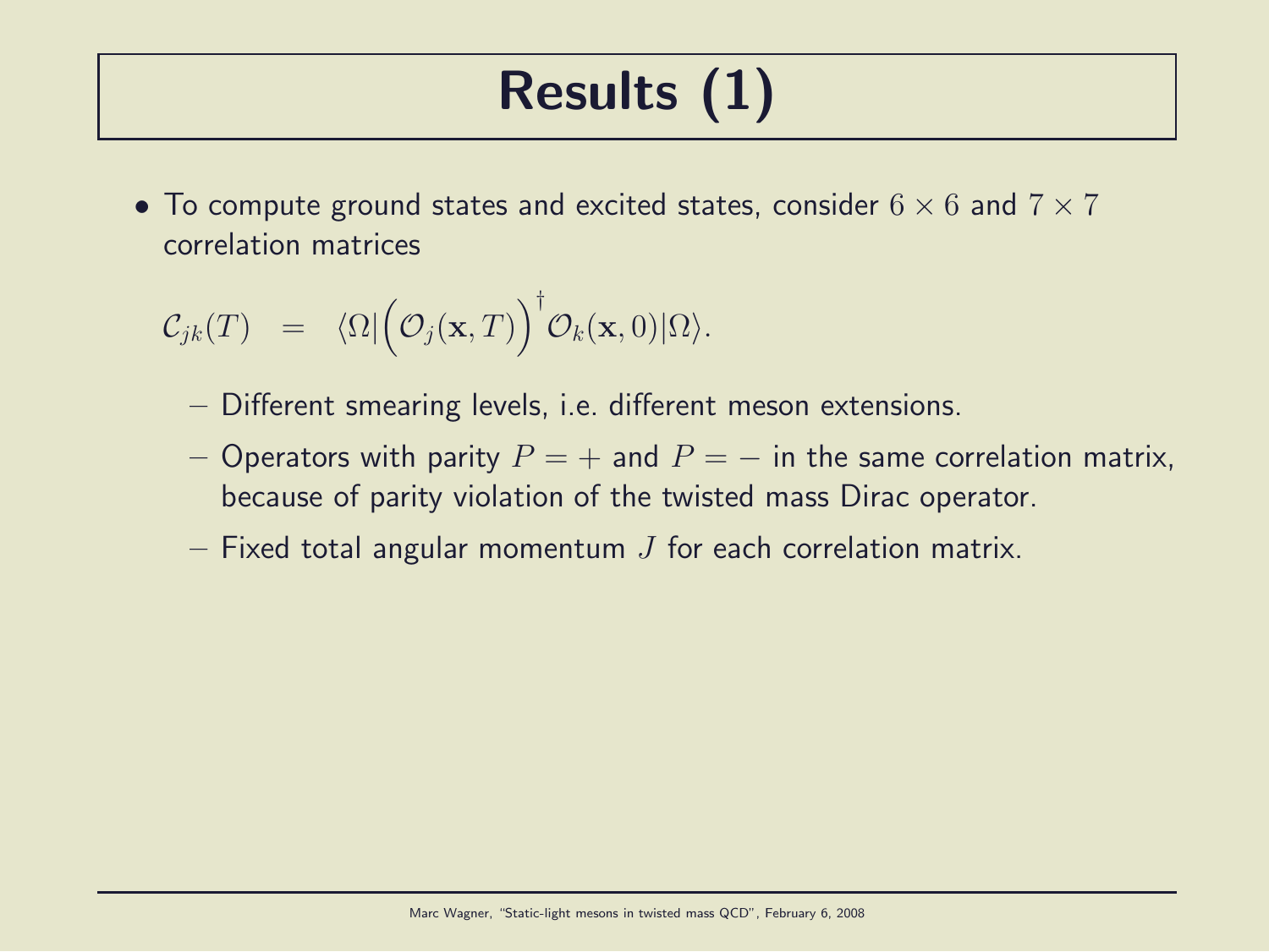# Results (1)

- To compute ground states and excited states, consider $6 \times 6$ and $7 \times 7$ correlation matrices

$$\mathcal{C}_{jk}(T) \quad = \quad \langle \Omega | \Big( \mathcal{O}_j(\mathbf{x}, T) \Big)^\dagger \mathcal{O}_k(\mathbf{x}, 0) | \Omega \rangle.$$

  - Different smearing levels, i.e. different meson extensions.
  - Operators with parity $P = +$ and $P = -$ in the same correlation matrix, because of parity violation of the twisted mass Dirac operator.
  - Fixed total angular momentum $J$ for each correlation matrix.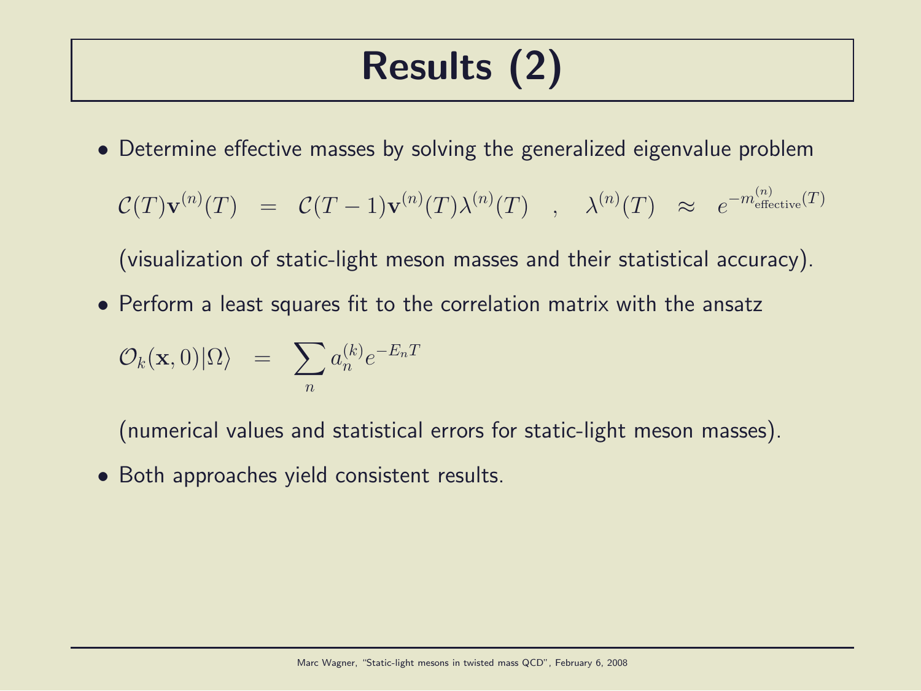# Results (2)

- Determine effective masses by solving the generalized eigenvalue problem

$$\mathcal{C}(T)\mathbf{v}^{(n)}(T) \quad = \quad \mathcal{C}(T-1)\mathbf{v}^{(n)}(T)\lambda^{(n)}(T) \quad , \quad \lambda^{(n)}(T) \quad \approx \quad e^{-m_{\textrm{effective}}^{(n)}(T)}$$

  (visualization of static-light meson masses and their statistical accuracy).

- Perform a least squares fit to the correlation matrix with the ansatz

$$\mathcal{O}_k(\mathbf{x},0)|\Omega\rangle \quad = \quad \sum_n a_n^{(k)} e^{-E_n T}$$

  (numerical values and statistical errors for static-light meson masses).

- Both approaches yield consistent results.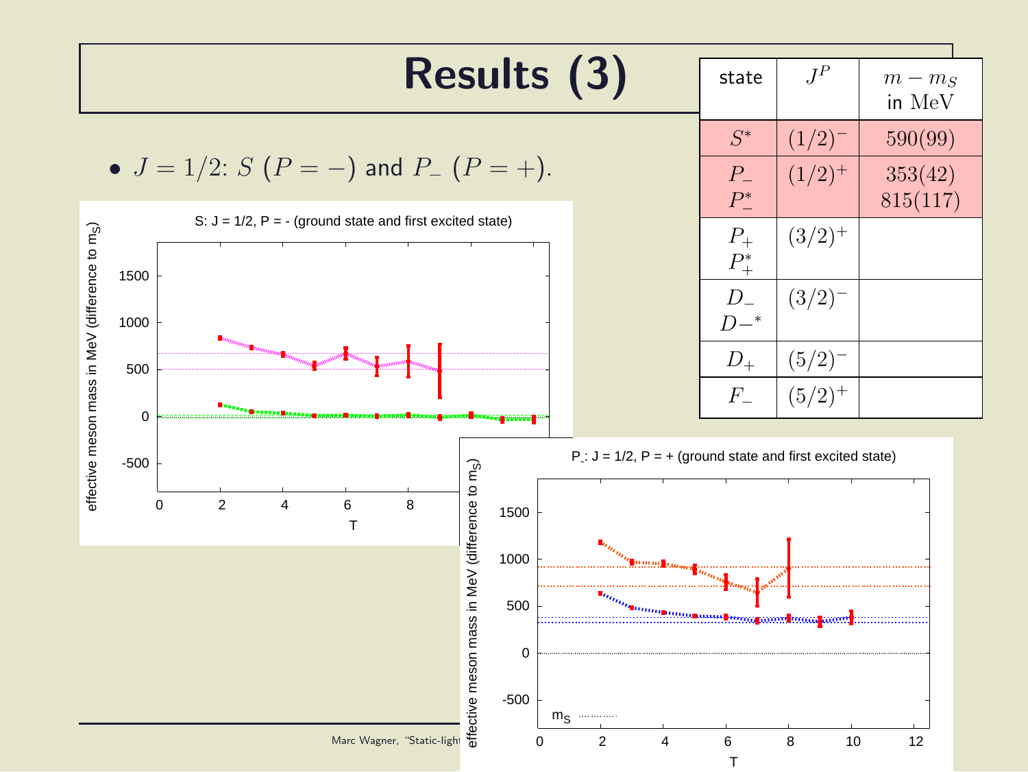# Results (3)

- $J = 1/2$: $S$ ($P = -$) and $P_-$ ($P = +$).

| state | $J^P$ | $m - m_S$ in MeV |
|---|---|---|
| $S^*$ | $(1/2)^-$ | $590(99)$ |
| $P_-$<br>$P_-^*$ | $(1/2)^+$ | $353(42)$<br>$815(117)$ |
| $P_+$<br>$P_+^*$ | $(3/2)^+$ | |
| $D_-$<br>$D_-^*$ | $(3/2)^-$ | |
| $D_+$ | $(5/2)^-$ | |
| $F_-$ | $(5/2)^+$ | |

S: J = 1/2, P = - (ground state and first excited state)

P-: J = 1/2, P = + (ground state and first excited state)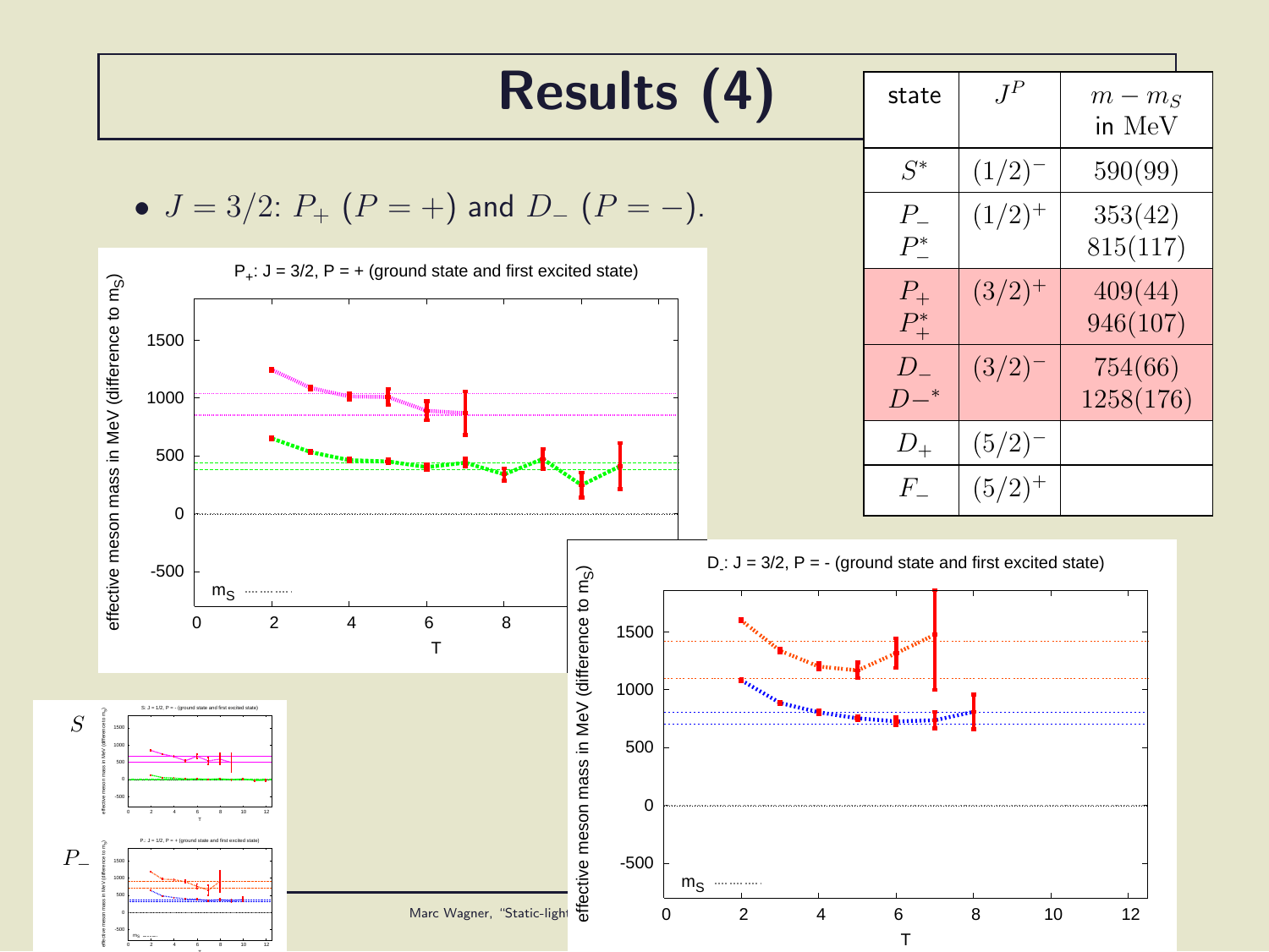# Results (4)

- $J = 3/2$: $P_+$ ($P = +$) and $D_-$ ($P = -$).

| state | $J^P$ | $m - m_S$ in MeV |
|---|---|---|
| $S^*$ | $(1/2)^-$ | $590(99)$ |
| $P_-$ <br> $P_-^*$ | $(1/2)^+$ | $353(42)$ <br> $815(117)$ |
| $P_+$ <br> $P_+^*$ | $(3/2)^+$ | $409(44)$ <br> $946(107)$ |
| $D_-$ <br> $D-^*$ | $(3/2)^-$ | $754(66)$ <br> $1258(176)$ |
| $D_+$ | $(5/2)^-$ | |
| $F_-$ | $(5/2)^+$ | |

$P_+$: J = 3/2, P = + (ground state and first excited state)

$D_-$: J = 3/2, P = - (ground state and first excited state)

$S$

$P_-$

Marc Wagner, "Static-light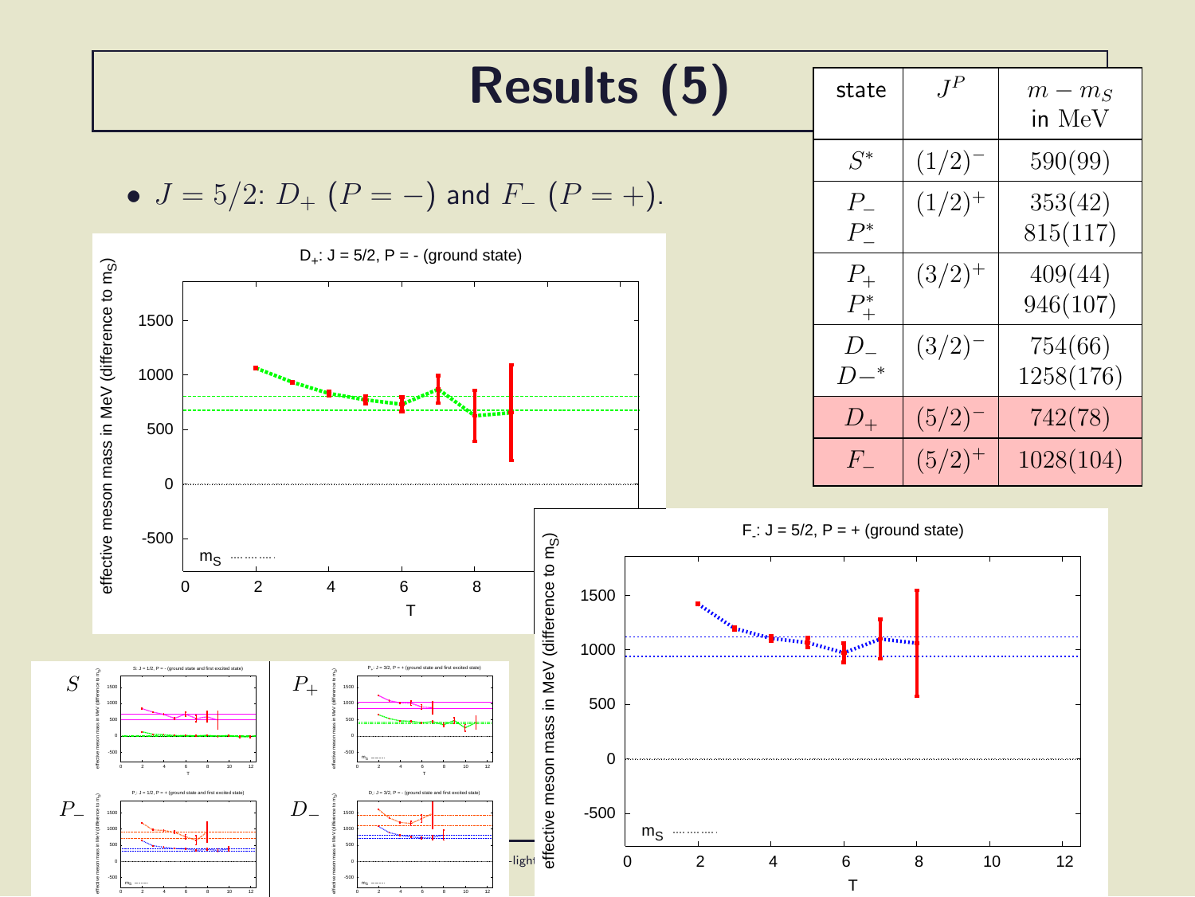# Results (5)

- $J = 5/2$: $D_+$ $(P = -)$ and $F_-$ $(P = +)$.

| state | $J^P$ | $m - m_S$ in MeV |
|---|---|---|
| $S^*$ | $(1/2)^-$ | $590(99)$ |
| $P_-$<br>$P_-^*$ | $(1/2)^+$ | $353(42)$<br>$815(117)$ |
| $P_+$<br>$P_+^*$ | $(3/2)^+$ | $409(44)$<br>$946(107)$ |
| $D_-$<br>$D-^*$ | $(3/2)^-$ | $754(66)$<br>$1258(176)$ |
| $D_+$ | $(5/2)^-$ | $742(78)$ |
| $F_-$ | $(5/2)^+$ | $1028(104)$ |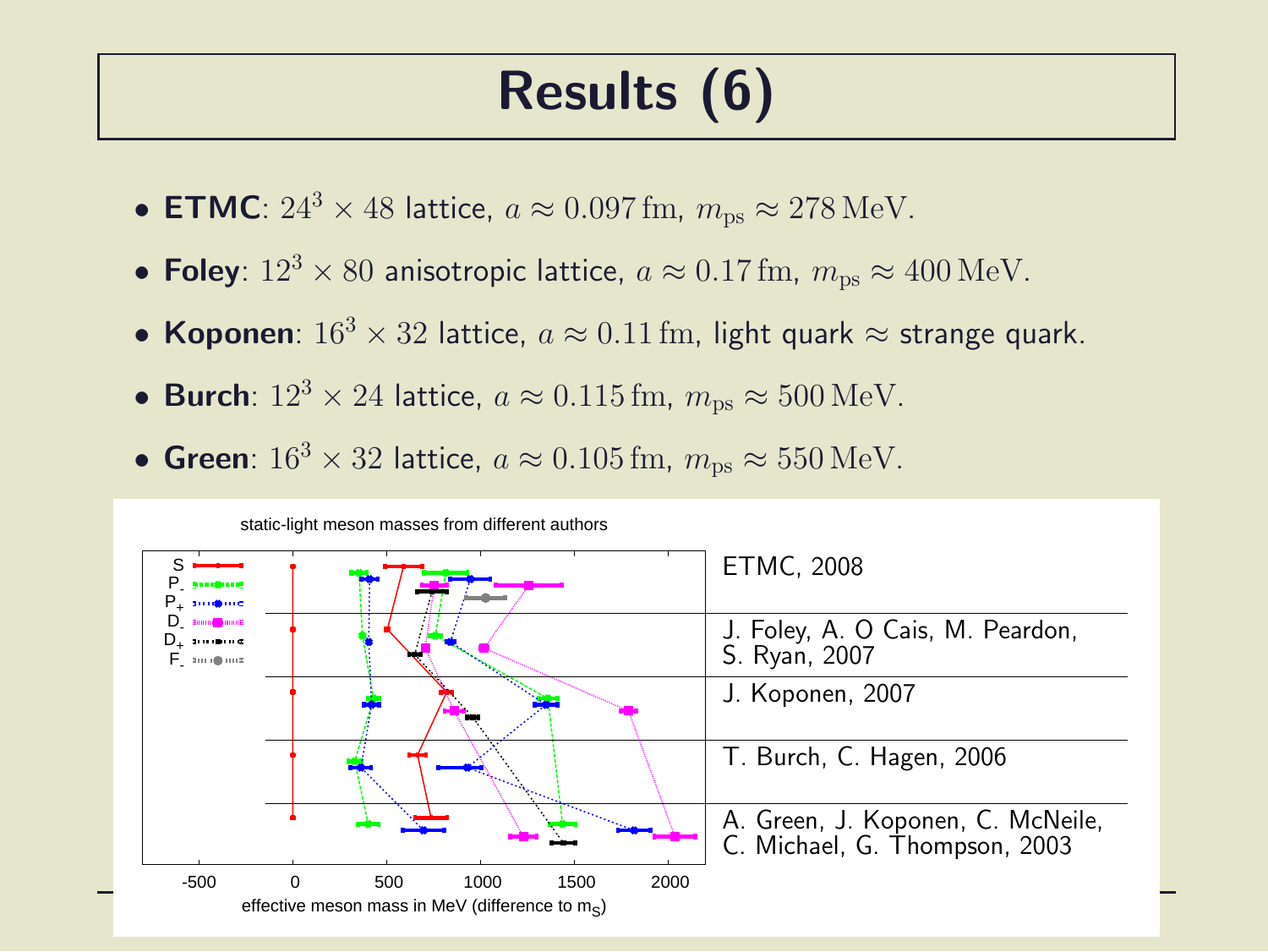# Results (6)

- **ETMC**: $24^3 \times 48$ lattice, $a \approx 0.097\,\mathrm{fm}$, $m_\mathrm{ps} \approx 278\,\mathrm{MeV}$.
- **Foley**: $12^3 \times 80$ anisotropic lattice, $a \approx 0.17\,\mathrm{fm}$, $m_\mathrm{ps} \approx 400\,\mathrm{MeV}$.
- **Koponen**: $16^3 \times 32$ lattice, $a \approx 0.11\,\mathrm{fm}$, light quark $\approx$ strange quark.
- **Burch**: $12^3 \times 24$ lattice, $a \approx 0.115\,\mathrm{fm}$, $m_\mathrm{ps} \approx 500\,\mathrm{MeV}$.
- **Green**: $16^3 \times 32$ lattice, $a \approx 0.105\,\mathrm{fm}$, $m_\mathrm{ps} \approx 550\,\mathrm{MeV}$.

static-light meson masses from different authors

ETMC, 2008

J. Foley, A. O Cais, M. Peardon, S. Ryan, 2007

J. Koponen, 2007

T. Burch, C. Hagen, 2006

A. Green, J. Koponen, C. McNeile, C. Michael, G. Thompson, 2003

effective meson mass in MeV (difference to $m_S$)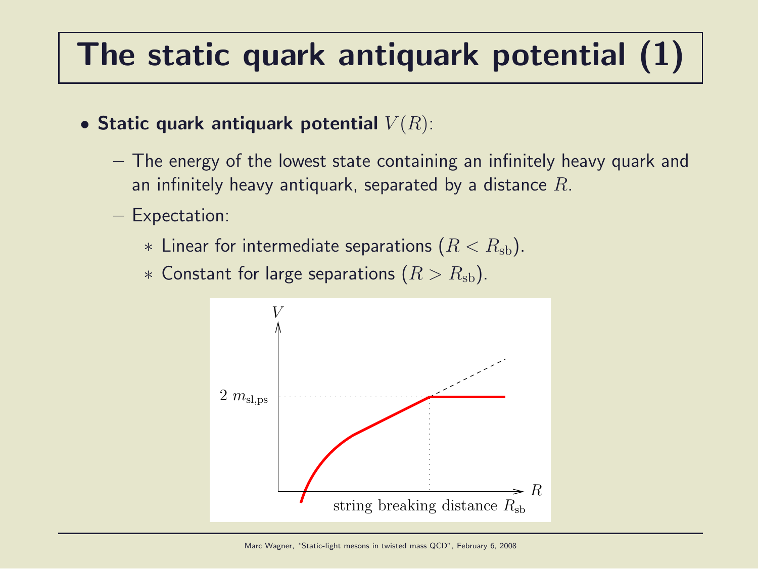# The static quark antiquark potential (1)

- **Static quark antiquark potential** $V(R)$:
  - The energy of the lowest state containing an infinitely heavy quark and an infinitely heavy antiquark, separated by a distance $R$.
  - Expectation:
    - Linear for intermediate separations ($R < R_{\mathrm{sb}}$).
    - Constant for large separations ($R > R_{\mathrm{sb}}$).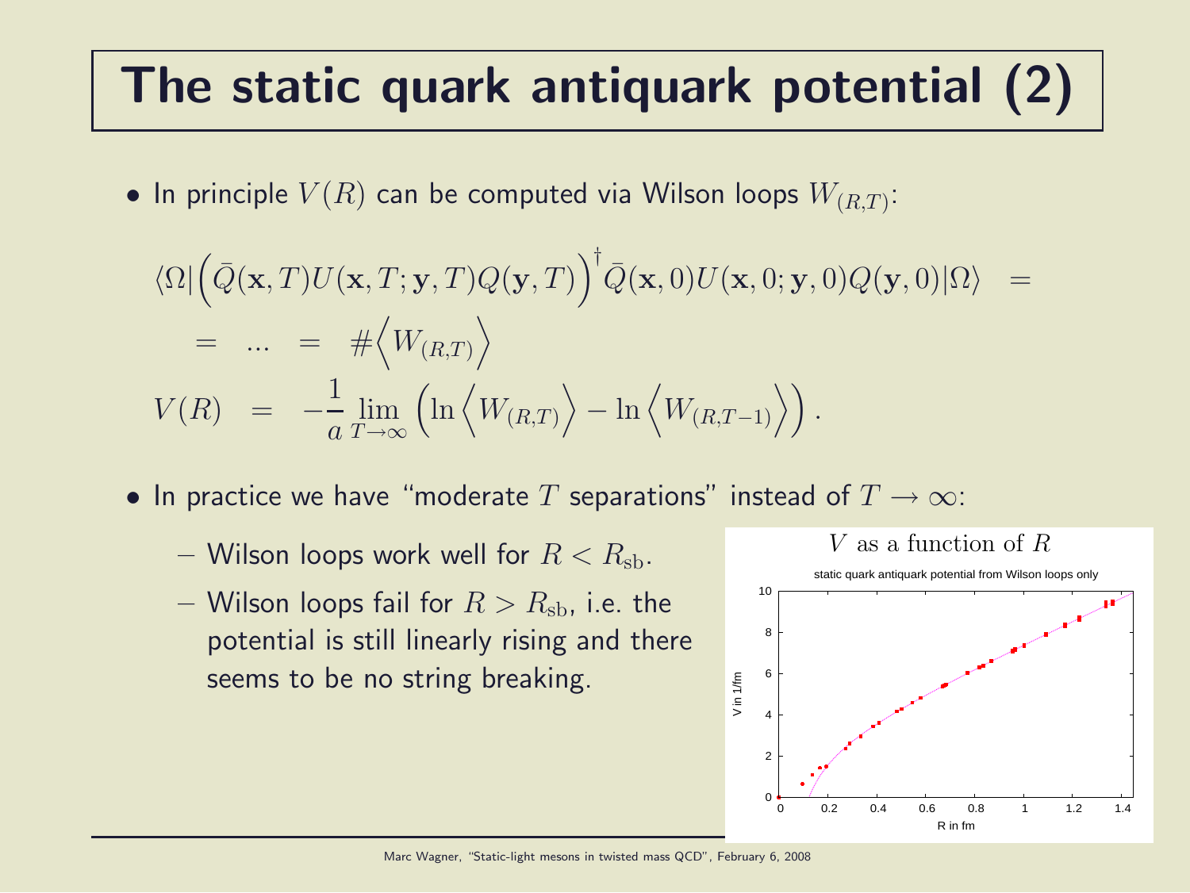# The static quark antiquark potential (2)

- In principle $V(R)$ can be computed via Wilson loops $W_{(R,T)}$:

$$
\begin{aligned}
\langle\Omega|\Big(\bar{Q}(\mathbf{x},T)U(\mathbf{x},T;\mathbf{y},T)Q(\mathbf{y},T)\Big)^\dagger \bar{Q}(\mathbf{x},0)U(\mathbf{x},0;\mathbf{y},0)Q(\mathbf{y},0)|\Omega\rangle \quad &= \\
= \quad \ldots \quad = \quad \#\Big\langle W_{(R,T)}\Big\rangle & \\
V(R) \quad = \quad -\frac{1}{a}\lim_{T\to\infty}\Big(\ln\Big\langle W_{(R,T)}\Big\rangle - \ln\Big\langle W_{(R,T-1)}\Big\rangle\Big). &
\end{aligned}
$$

- In practice we have "moderate $T$ separations" instead of $T \to \infty$:
  - Wilson loops work well for $R < R_{\mathrm{sb}}$.
  - Wilson loops fail for $R > R_{\mathrm{sb}}$, i.e. the potential is still linearly rising and there seems to be no string breaking.

$V$ as a function of $R$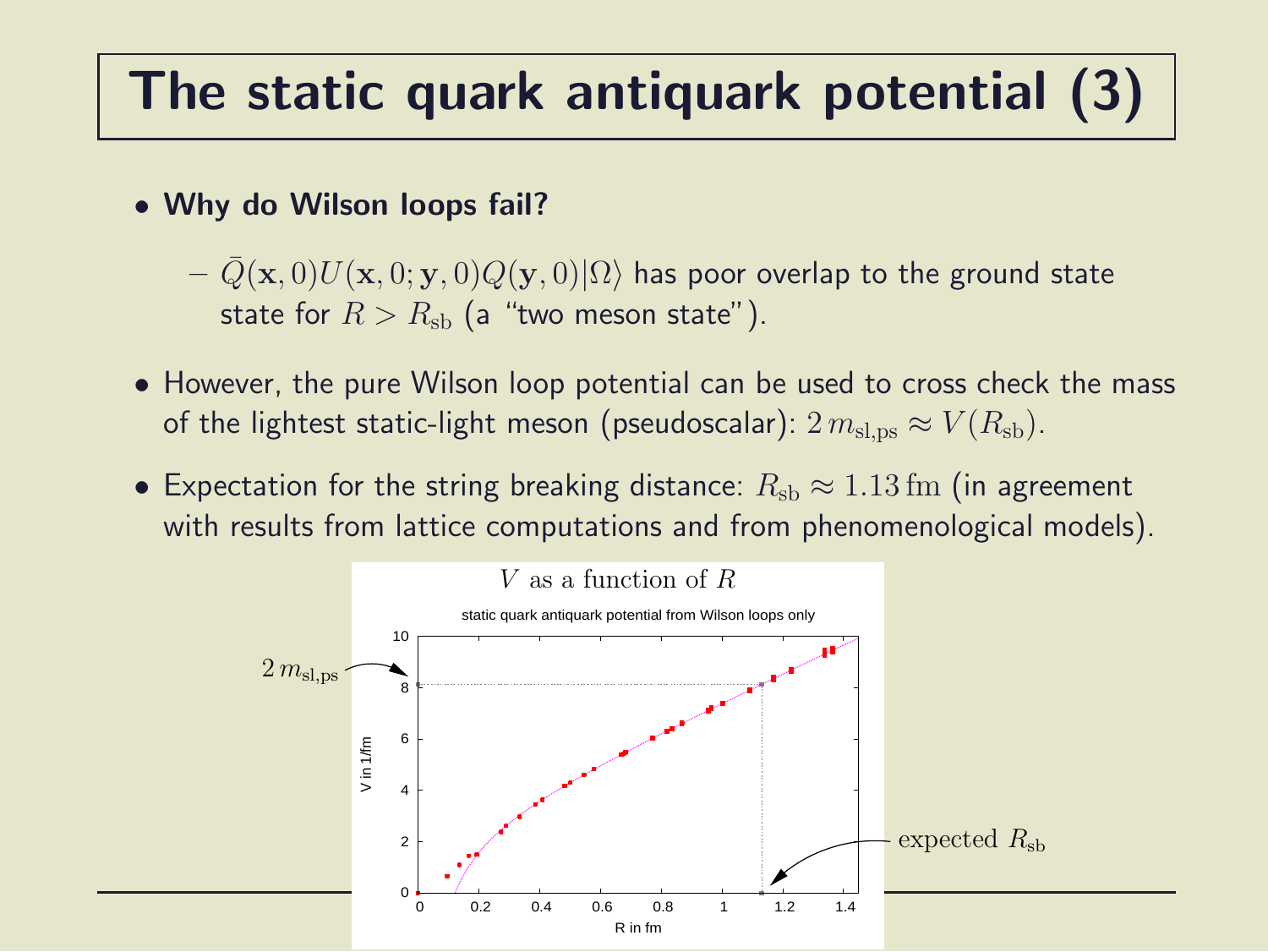# The static quark antiquark potential (3)

- **Why do Wilson loops fail?**
  - $\bar{Q}(\mathbf{x}, 0)U(\mathbf{x}, 0; \mathbf{y}, 0)Q(\mathbf{y}, 0)|\Omega\rangle$ has poor overlap to the ground state state for $R > R_{\mathrm{sb}}$ (a "two meson state").
- However, the pure Wilson loop potential can be used to cross check the mass of the lightest static-light meson (pseudoscalar): $2\,m_{\mathrm{sl,ps}} \approx V(R_{\mathrm{sb}})$.
- Expectation for the string breaking distance: $R_{\mathrm{sb}} \approx 1.13\,\mathrm{fm}$ (in agreement with results from lattice computations and from phenomenological models).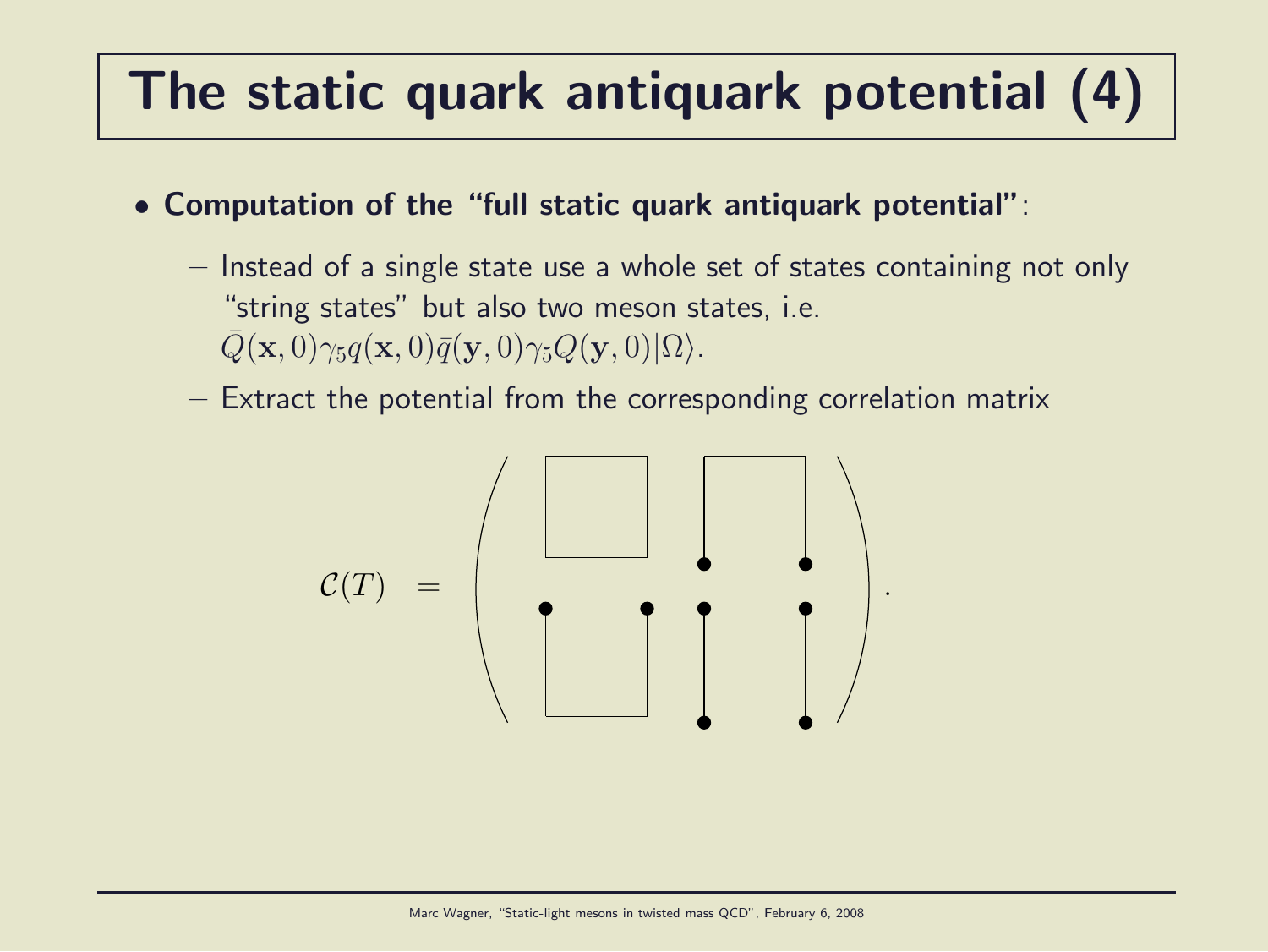# The static quark antiquark potential (4)

- **Computation of the "full static quark antiquark potential"**:
  - Instead of a single state use a whole set of states containing not only "string states" but also two meson states, i.e. $\bar{Q}(\mathbf{x},0)\gamma_5 q(\mathbf{x},0)\bar{q}(\mathbf{y},0)\gamma_5 Q(\mathbf{y},0)|\Omega\rangle$.
  - Extract the potential from the corresponding correlation matrix

$$\mathcal{C}(T) \quad = \quad \left( \quad \right).$$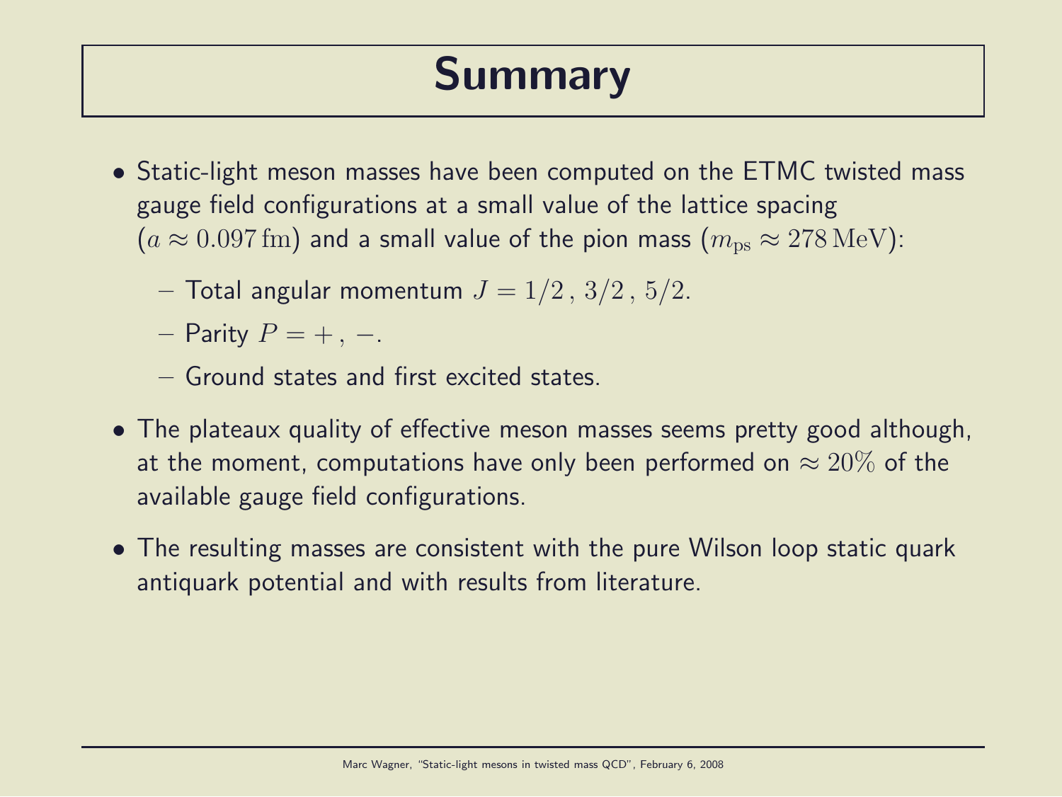# Summary

- Static-light meson masses have been computed on the ETMC twisted mass gauge field configurations at a small value of the lattice spacing ($a \approx 0.097\,\mathrm{fm}$) and a small value of the pion mass ($m_{\mathrm{ps}} \approx 278\,\mathrm{MeV}$):
  - Total angular momentum $J = 1/2\,,\, 3/2\,,\, 5/2$.
  - Parity $P = +\,,\, -$.
  - Ground states and first excited states.
- The plateaux quality of effective meson masses seems pretty good although, at the moment, computations have only been performed on $\approx 20\%$ of the available gauge field configurations.
- The resulting masses are consistent with the pure Wilson loop static quark antiquark potential and with results from literature.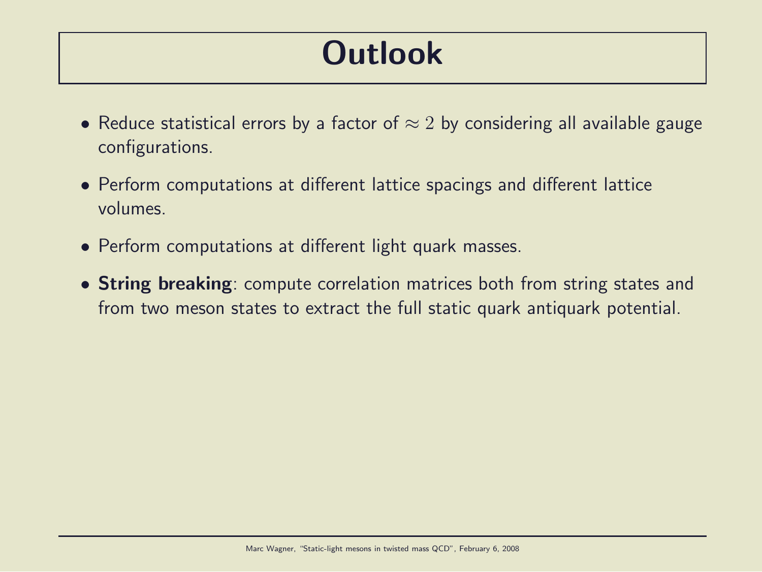# Outlook

- Reduce statistical errors by a factor of $\approx 2$ by considering all available gauge configurations.
- Perform computations at different lattice spacings and different lattice volumes.
- Perform computations at different light quark masses.
- **String breaking**: compute correlation matrices both from string states and from two meson states to extract the full static quark antiquark potential.